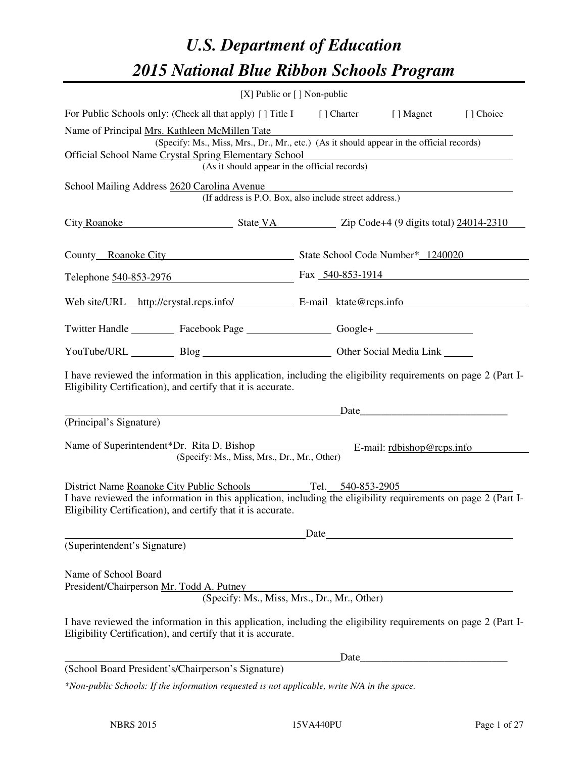# U.S. Department of Education

# 2015 National Blue Ribbon Schools Program

[X] Public or [ ] Non-public

For Public Schools only: (Check all that apply) [ ] Title I [ ] Charter [ ] Magnet [ ] Choice

Name of Principal Mrs. Kathleen McMillen Tate
(Specify: Ms., Miss, Mrs., Dr., Mr., etc.) (As it should appear in the official records)

Official School Name Crystal Spring Elementary School
(As it should appear in the official records)

School Mailing Address 2620 Carolina Avenue
(If address is P.O. Box, also include street address.)

City Roanoke State VA Zip Code+4 (9 digits total) 24014-2310

County Roanoke City State School Code Number* 1240020

Telephone 540-853-2976 Fax 540-853-1914

Web site/URL http://crystal.rcps.info/ E-mail ktate@rcps.info

Twitter Handle ________ Facebook Page ________ Google+ ________

YouTube/URL ________ Blog ________ Other Social Media Link ________

I have reviewed the information in this application, including the eligibility requirements on page 2 (Part I-Eligibility Certification), and certify that it is accurate.

_______________________________ Date_______________
(Principal's Signature)

Name of Superintendent*Dr. Rita D. Bishop E-mail: rdbishop@rcps.info
(Specify: Ms., Miss, Mrs., Dr., Mr., Other)

District Name Roanoke City Public Schools Tel. 540-853-2905

I have reviewed the information in this application, including the eligibility requirements on page 2 (Part I-Eligibility Certification), and certify that it is accurate.

_______________________________ Date_______________
(Superintendent's Signature)

Name of School Board
President/Chairperson Mr. Todd A. Putney
(Specify: Ms., Miss, Mrs., Dr., Mr., Other)

I have reviewed the information in this application, including the eligibility requirements on page 2 (Part I-Eligibility Certification), and certify that it is accurate.

_______________________________ Date_______________
(School Board President's/Chairperson's Signature)

*\*Non-public Schools: If the information requested is not applicable, write N/A in the space.*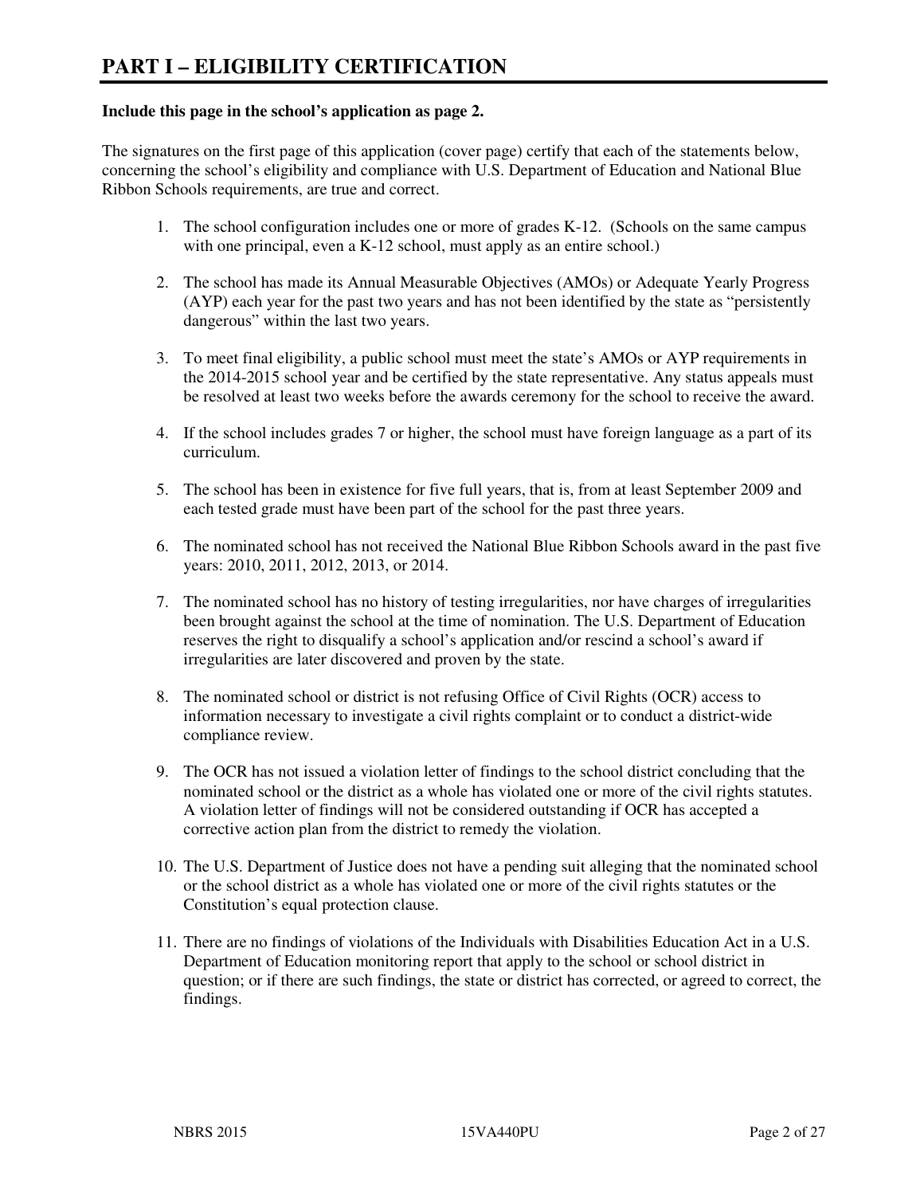# PART I – ELIGIBILITY CERTIFICATION

**Include this page in the school's application as page 2.**

The signatures on the first page of this application (cover page) certify that each of the statements below, concerning the school's eligibility and compliance with U.S. Department of Education and National Blue Ribbon Schools requirements, are true and correct.

1. The school configuration includes one or more of grades K-12. (Schools on the same campus with one principal, even a K-12 school, must apply as an entire school.)

2. The school has made its Annual Measurable Objectives (AMOs) or Adequate Yearly Progress (AYP) each year for the past two years and has not been identified by the state as "persistently dangerous" within the last two years.

3. To meet final eligibility, a public school must meet the state's AMOs or AYP requirements in the 2014-2015 school year and be certified by the state representative. Any status appeals must be resolved at least two weeks before the awards ceremony for the school to receive the award.

4. If the school includes grades 7 or higher, the school must have foreign language as a part of its curriculum.

5. The school has been in existence for five full years, that is, from at least September 2009 and each tested grade must have been part of the school for the past three years.

6. The nominated school has not received the National Blue Ribbon Schools award in the past five years: 2010, 2011, 2012, 2013, or 2014.

7. The nominated school has no history of testing irregularities, nor have charges of irregularities been brought against the school at the time of nomination. The U.S. Department of Education reserves the right to disqualify a school's application and/or rescind a school's award if irregularities are later discovered and proven by the state.

8. The nominated school or district is not refusing Office of Civil Rights (OCR) access to information necessary to investigate a civil rights complaint or to conduct a district-wide compliance review.

9. The OCR has not issued a violation letter of findings to the school district concluding that the nominated school or the district as a whole has violated one or more of the civil rights statutes. A violation letter of findings will not be considered outstanding if OCR has accepted a corrective action plan from the district to remedy the violation.

10. The U.S. Department of Justice does not have a pending suit alleging that the nominated school or the school district as a whole has violated one or more of the civil rights statutes or the Constitution's equal protection clause.

11. There are no findings of violations of the Individuals with Disabilities Education Act in a U.S. Department of Education monitoring report that apply to the school or school district in question; or if there are such findings, the state or district has corrected, or agreed to correct, the findings.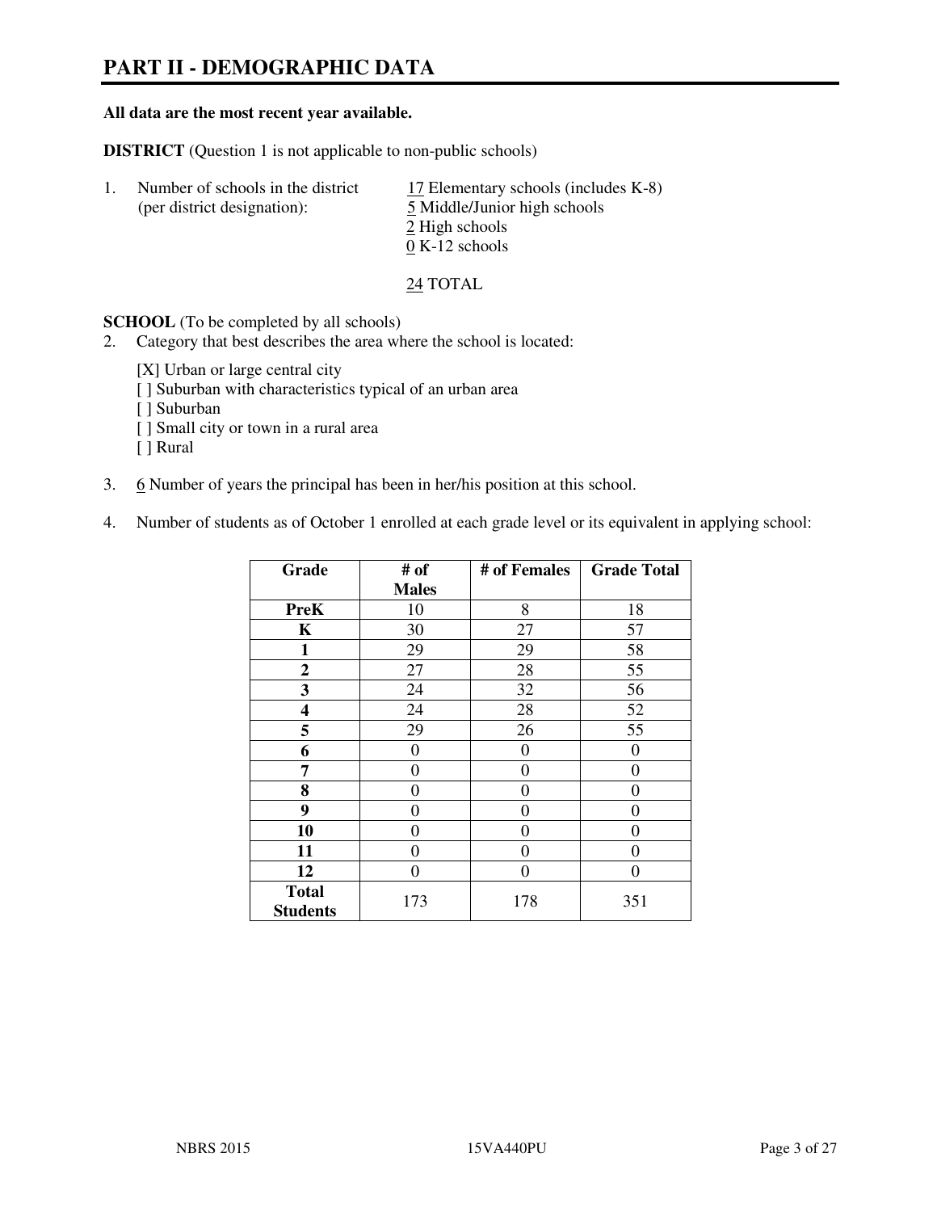# PART II - DEMOGRAPHIC DATA

**All data are the most recent year available.**

**DISTRICT** (Question 1 is not applicable to non-public schools)

1. Number of schools in the district (per district designation):
   - 17 Elementary schools (includes K-8)
   - 5 Middle/Junior high schools
   - 2 High schools
   - 0 K-12 schools

   24 TOTAL

**SCHOOL** (To be completed by all schools)

2. Category that best describes the area where the school is located:

   [X] Urban or large central city
   [ ] Suburban with characteristics typical of an urban area
   [ ] Suburban
   [ ] Small city or town in a rural area
   [ ] Rural

3. 6 Number of years the principal has been in her/his position at this school.

4. Number of students as of October 1 enrolled at each grade level or its equivalent in applying school:

| Grade | # of Males | # of Females | Grade Total |
|---|---|---|---|
| **PreK** | 10 | 8 | 18 |
| **K** | 30 | 27 | 57 |
| **1** | 29 | 29 | 58 |
| **2** | 27 | 28 | 55 |
| **3** | 24 | 32 | 56 |
| **4** | 24 | 28 | 52 |
| **5** | 29 | 26 | 55 |
| **6** | 0 | 0 | 0 |
| **7** | 0 | 0 | 0 |
| **8** | 0 | 0 | 0 |
| **9** | 0 | 0 | 0 |
| **10** | 0 | 0 | 0 |
| **11** | 0 | 0 | 0 |
| **12** | 0 | 0 | 0 |
| **Total Students** | 173 | 178 | 351 |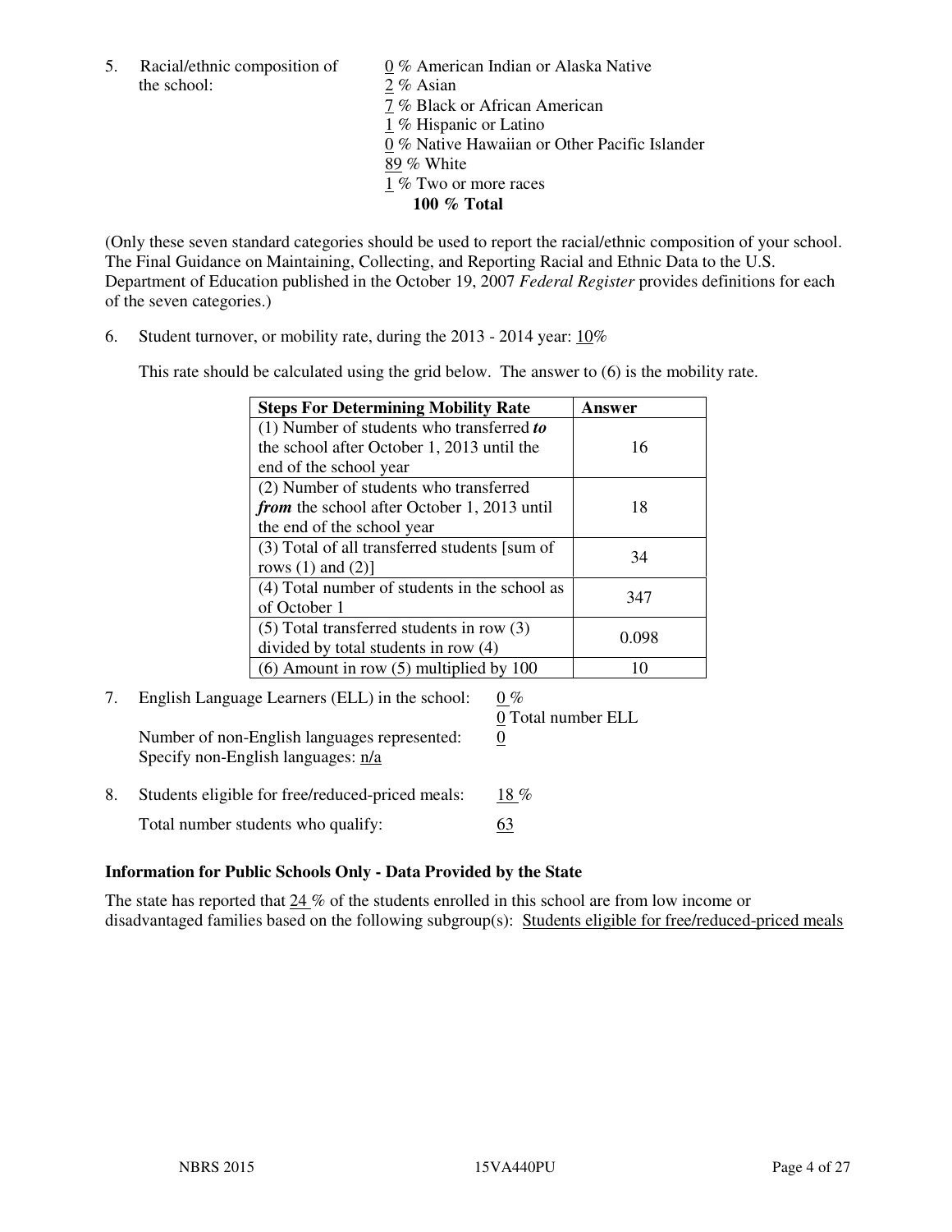5. Racial/ethnic composition of the school:

   0 % American Indian or Alaska Native
   2 % Asian
   7 % Black or African American
   1 % Hispanic or Latino
   0 % Native Hawaiian or Other Pacific Islander
   89 % White
   1 % Two or more races
   **100 % Total**

(Only these seven standard categories should be used to report the racial/ethnic composition of your school. The Final Guidance on Maintaining, Collecting, and Reporting Racial and Ethnic Data to the U.S. Department of Education published in the October 19, 2007 *Federal Register* provides definitions for each of the seven categories.)

6. Student turnover, or mobility rate, during the 2013 - 2014 year: 10%

   This rate should be calculated using the grid below. The answer to (6) is the mobility rate.

| **Steps For Determining Mobility Rate** | **Answer** |
|---|---|
| (1) Number of students who transferred ***to*** the school after October 1, 2013 until the end of the school year | 16 |
| (2) Number of students who transferred ***from*** the school after October 1, 2013 until the end of the school year | 18 |
| (3) Total of all transferred students [sum of rows (1) and (2)] | 34 |
| (4) Total number of students in the school as of October 1 | 347 |
| (5) Total transferred students in row (3) divided by total students in row (4) | 0.098 |
| (6) Amount in row (5) multiplied by 100 | 10 |

7. English Language Learners (ELL) in the school: 0 %

   0 Total number ELL

   Number of non-English languages represented: 0

   Specify non-English languages: n/a

8. Students eligible for free/reduced-priced meals: 18 %

   Total number students who qualify: 63

### Information for Public Schools Only - Data Provided by the State

The state has reported that 24 % of the students enrolled in this school are from low income or disadvantaged families based on the following subgroup(s): Students eligible for free/reduced-priced meals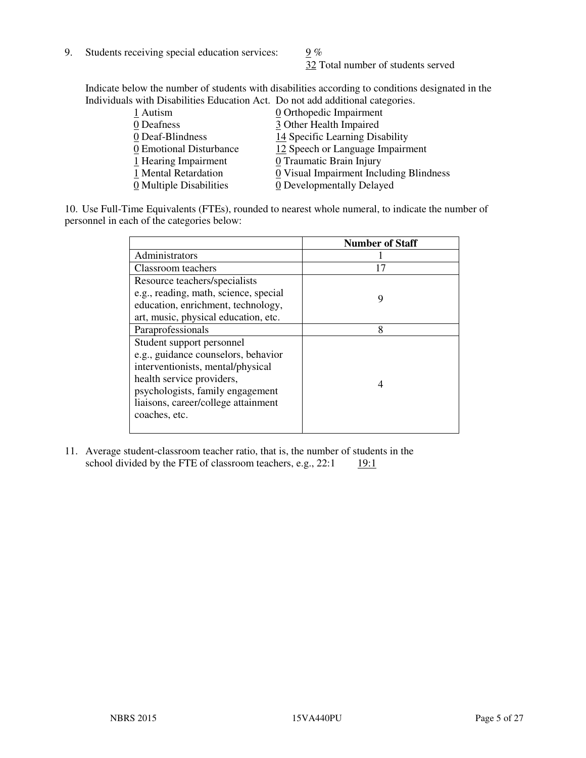9. Students receiving special education services: 9 %
   32 Total number of students served

Indicate below the number of students with disabilities according to conditions designated in the Individuals with Disabilities Education Act. Do not add additional categories.

| | |
|---|---|
| 1 Autism | 0 Orthopedic Impairment |
| 0 Deafness | 3 Other Health Impaired |
| 0 Deaf-Blindness | 14 Specific Learning Disability |
| 0 Emotional Disturbance | 12 Speech or Language Impairment |
| 1 Hearing Impairment | 0 Traumatic Brain Injury |
| 1 Mental Retardation | 0 Visual Impairment Including Blindness |
| 0 Multiple Disabilities | 0 Developmentally Delayed |

10. Use Full-Time Equivalents (FTEs), rounded to nearest whole numeral, to indicate the number of personnel in each of the categories below:

| | **Number of Staff** |
|---|---|
| Administrators | 1 |
| Classroom teachers | 17 |
| Resource teachers/specialists e.g., reading, math, science, special education, enrichment, technology, art, music, physical education, etc. | 9 |
| Paraprofessionals | 8 |
| Student support personnel e.g., guidance counselors, behavior interventionists, mental/physical health service providers, psychologists, family engagement liaisons, career/college attainment coaches, etc. | 4 |

11. Average student-classroom teacher ratio, that is, the number of students in the school divided by the FTE of classroom teachers, e.g., 22:1 19:1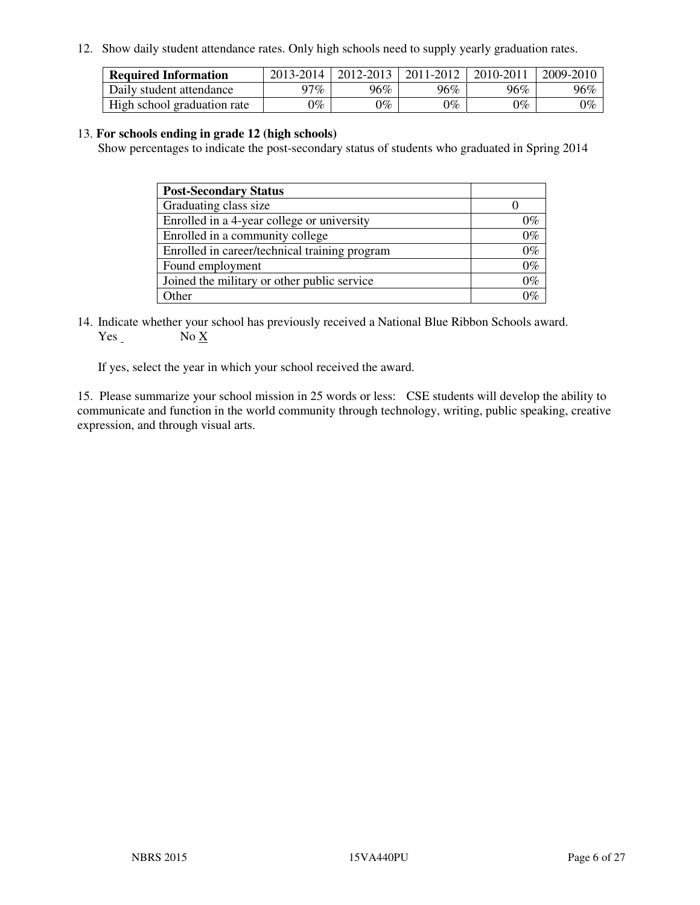12. Show daily student attendance rates. Only high schools need to supply yearly graduation rates.

| **Required Information** | 2013-2014 | 2012-2013 | 2011-2012 | 2010-2011 | 2009-2010 |
|---|---|---|---|---|---|
| Daily student attendance | 97% | 96% | 96% | 96% | 96% |
| High school graduation rate | 0% | 0% | 0% | 0% | 0% |

13. **For schools ending in grade 12 (high schools)**
Show percentages to indicate the post-secondary status of students who graduated in Spring 2014

| **Post-Secondary Status** | |
|---|---|
| Graduating class size | 0 |
| Enrolled in a 4-year college or university | 0% |
| Enrolled in a community college | 0% |
| Enrolled in career/technical training program | 0% |
| Found employment | 0% |
| Joined the military or other public service | 0% |
| Other | 0% |

14. Indicate whether your school has previously received a National Blue Ribbon Schools award.
Yes _ No X

If yes, select the year in which your school received the award.

15. Please summarize your school mission in 25 words or less: CSE students will develop the ability to communicate and function in the world community through technology, writing, public speaking, creative expression, and through visual arts.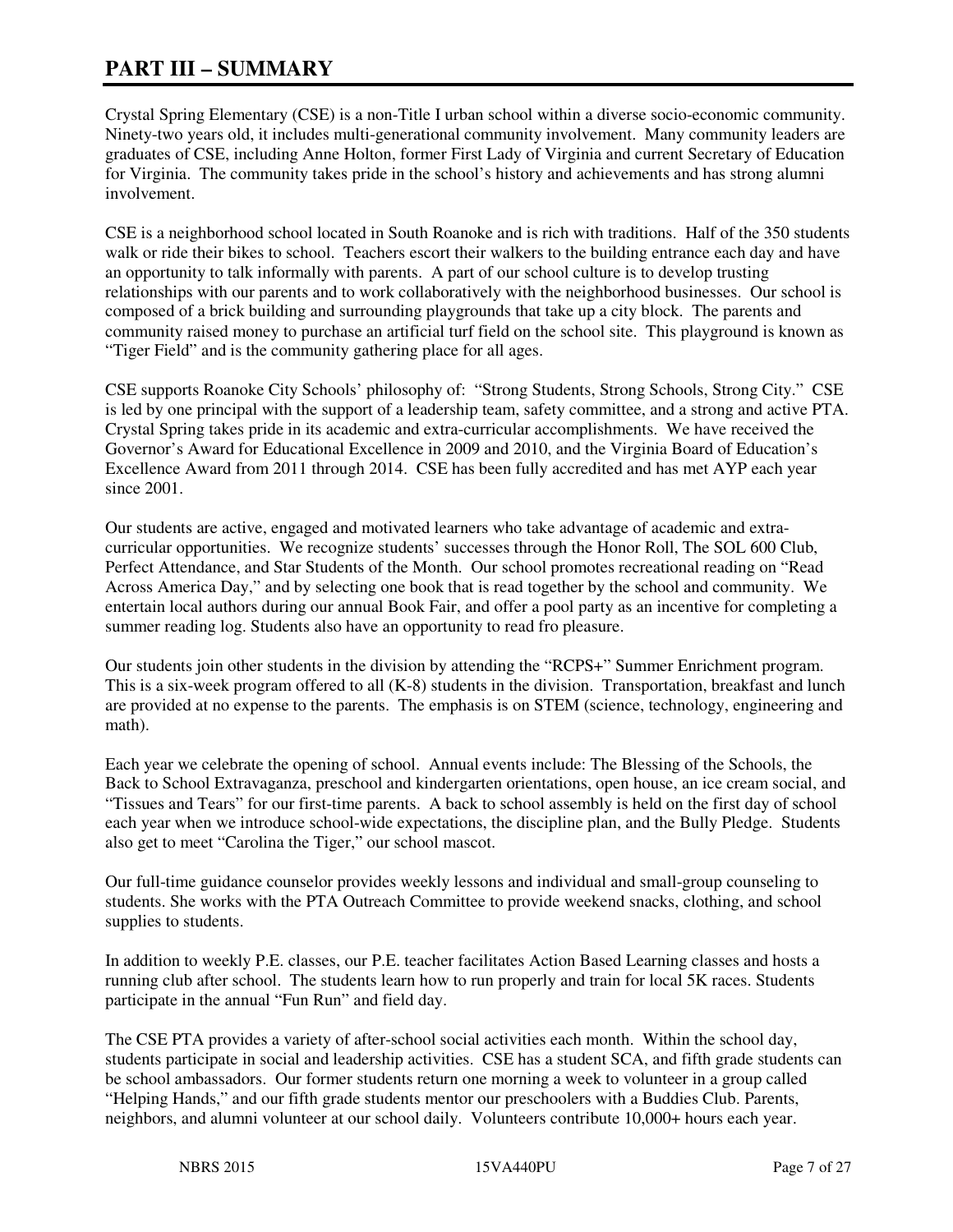# PART III – SUMMARY

Crystal Spring Elementary (CSE) is a non-Title I urban school within a diverse socio-economic community. Ninety-two years old, it includes multi-generational community involvement. Many community leaders are graduates of CSE, including Anne Holton, former First Lady of Virginia and current Secretary of Education for Virginia. The community takes pride in the school's history and achievements and has strong alumni involvement.

CSE is a neighborhood school located in South Roanoke and is rich with traditions. Half of the 350 students walk or ride their bikes to school. Teachers escort their walkers to the building entrance each day and have an opportunity to talk informally with parents. A part of our school culture is to develop trusting relationships with our parents and to work collaboratively with the neighborhood businesses. Our school is composed of a brick building and surrounding playgrounds that take up a city block. The parents and community raised money to purchase an artificial turf field on the school site. This playground is known as "Tiger Field" and is the community gathering place for all ages.

CSE supports Roanoke City Schools' philosophy of: "Strong Students, Strong Schools, Strong City." CSE is led by one principal with the support of a leadership team, safety committee, and a strong and active PTA. Crystal Spring takes pride in its academic and extra-curricular accomplishments. We have received the Governor's Award for Educational Excellence in 2009 and 2010, and the Virginia Board of Education's Excellence Award from 2011 through 2014. CSE has been fully accredited and has met AYP each year since 2001.

Our students are active, engaged and motivated learners who take advantage of academic and extra-curricular opportunities. We recognize students' successes through the Honor Roll, The SOL 600 Club, Perfect Attendance, and Star Students of the Month. Our school promotes recreational reading on "Read Across America Day," and by selecting one book that is read together by the school and community. We entertain local authors during our annual Book Fair, and offer a pool party as an incentive for completing a summer reading log. Students also have an opportunity to read fro pleasure.

Our students join other students in the division by attending the "RCPS+" Summer Enrichment program. This is a six-week program offered to all (K-8) students in the division. Transportation, breakfast and lunch are provided at no expense to the parents. The emphasis is on STEM (science, technology, engineering and math).

Each year we celebrate the opening of school. Annual events include: The Blessing of the Schools, the Back to School Extravaganza, preschool and kindergarten orientations, open house, an ice cream social, and "Tissues and Tears" for our first-time parents. A back to school assembly is held on the first day of school each year when we introduce school-wide expectations, the discipline plan, and the Bully Pledge. Students also get to meet "Carolina the Tiger," our school mascot.

Our full-time guidance counselor provides weekly lessons and individual and small-group counseling to students. She works with the PTA Outreach Committee to provide weekend snacks, clothing, and school supplies to students.

In addition to weekly P.E. classes, our P.E. teacher facilitates Action Based Learning classes and hosts a running club after school. The students learn how to run properly and train for local 5K races. Students participate in the annual "Fun Run" and field day.

The CSE PTA provides a variety of after-school social activities each month. Within the school day, students participate in social and leadership activities. CSE has a student SCA, and fifth grade students can be school ambassadors. Our former students return one morning a week to volunteer in a group called "Helping Hands," and our fifth grade students mentor our preschoolers with a Buddies Club. Parents, neighbors, and alumni volunteer at our school daily. Volunteers contribute 10,000+ hours each year.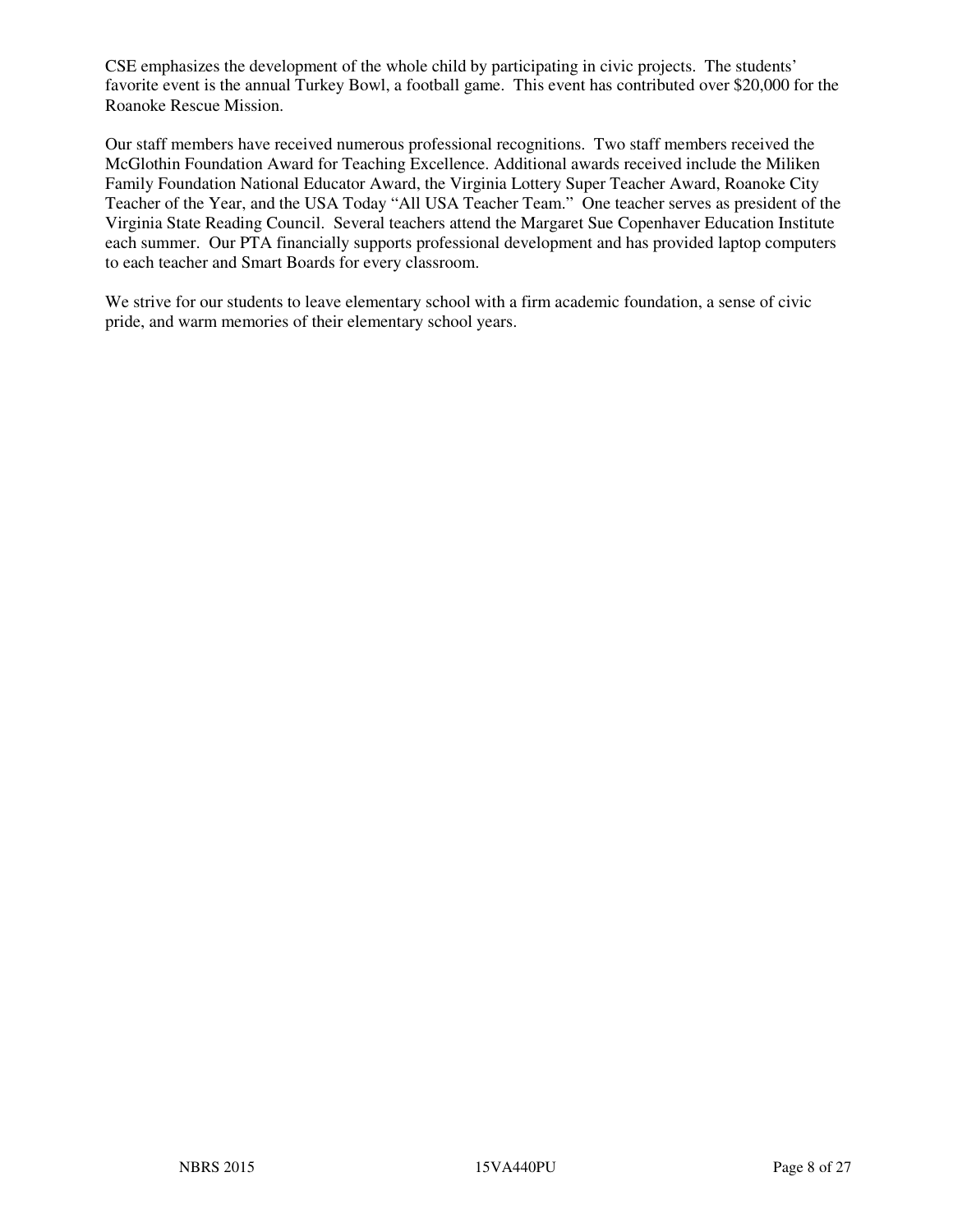CSE emphasizes the development of the whole child by participating in civic projects. The students' favorite event is the annual Turkey Bowl, a football game. This event has contributed over $20,000 for the Roanoke Rescue Mission.

Our staff members have received numerous professional recognitions. Two staff members received the McGlothin Foundation Award for Teaching Excellence. Additional awards received include the Miliken Family Foundation National Educator Award, the Virginia Lottery Super Teacher Award, Roanoke City Teacher of the Year, and the USA Today "All USA Teacher Team." One teacher serves as president of the Virginia State Reading Council. Several teachers attend the Margaret Sue Copenhaver Education Institute each summer. Our PTA financially supports professional development and has provided laptop computers to each teacher and Smart Boards for every classroom.

We strive for our students to leave elementary school with a firm academic foundation, a sense of civic pride, and warm memories of their elementary school years.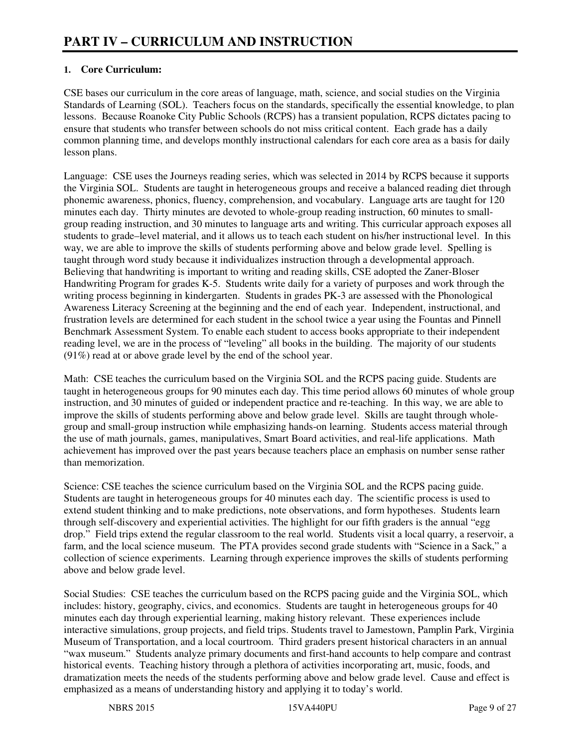# PART IV – CURRICULUM AND INSTRUCTION

**1. Core Curriculum:**

CSE bases our curriculum in the core areas of language, math, science, and social studies on the Virginia Standards of Learning (SOL). Teachers focus on the standards, specifically the essential knowledge, to plan lessons. Because Roanoke City Public Schools (RCPS) has a transient population, RCPS dictates pacing to ensure that students who transfer between schools do not miss critical content. Each grade has a daily common planning time, and develops monthly instructional calendars for each core area as a basis for daily lesson plans.

Language: CSE uses the Journeys reading series, which was selected in 2014 by RCPS because it supports the Virginia SOL. Students are taught in heterogeneous groups and receive a balanced reading diet through phonemic awareness, phonics, fluency, comprehension, and vocabulary. Language arts are taught for 120 minutes each day. Thirty minutes are devoted to whole-group reading instruction, 60 minutes to small-group reading instruction, and 30 minutes to language arts and writing. This curricular approach exposes all students to grade–level material, and it allows us to teach each student on his/her instructional level. In this way, we are able to improve the skills of students performing above and below grade level. Spelling is taught through word study because it individualizes instruction through a developmental approach. Believing that handwriting is important to writing and reading skills, CSE adopted the Zaner-Bloser Handwriting Program for grades K-5. Students write daily for a variety of purposes and work through the writing process beginning in kindergarten. Students in grades PK-3 are assessed with the Phonological Awareness Literacy Screening at the beginning and the end of each year. Independent, instructional, and frustration levels are determined for each student in the school twice a year using the Fountas and Pinnell Benchmark Assessment System. To enable each student to access books appropriate to their independent reading level, we are in the process of "leveling" all books in the building. The majority of our students (91%) read at or above grade level by the end of the school year.

Math: CSE teaches the curriculum based on the Virginia SOL and the RCPS pacing guide. Students are taught in heterogeneous groups for 90 minutes each day. This time period allows 60 minutes of whole group instruction, and 30 minutes of guided or independent practice and re-teaching. In this way, we are able to improve the skills of students performing above and below grade level. Skills are taught through whole-group and small-group instruction while emphasizing hands-on learning. Students access material through the use of math journals, games, manipulatives, Smart Board activities, and real-life applications. Math achievement has improved over the past years because teachers place an emphasis on number sense rather than memorization.

Science: CSE teaches the science curriculum based on the Virginia SOL and the RCPS pacing guide. Students are taught in heterogeneous groups for 40 minutes each day. The scientific process is used to extend student thinking and to make predictions, note observations, and form hypotheses. Students learn through self-discovery and experiential activities. The highlight for our fifth graders is the annual "egg drop." Field trips extend the regular classroom to the real world. Students visit a local quarry, a reservoir, a farm, and the local science museum. The PTA provides second grade students with "Science in a Sack," a collection of science experiments. Learning through experience improves the skills of students performing above and below grade level.

Social Studies: CSE teaches the curriculum based on the RCPS pacing guide and the Virginia SOL, which includes: history, geography, civics, and economics. Students are taught in heterogeneous groups for 40 minutes each day through experiential learning, making history relevant. These experiences include interactive simulations, group projects, and field trips. Students travel to Jamestown, Pamplin Park, Virginia Museum of Transportation, and a local courtroom. Third graders present historical characters in an annual "wax museum." Students analyze primary documents and first-hand accounts to help compare and contrast historical events. Teaching history through a plethora of activities incorporating art, music, foods, and dramatization meets the needs of the students performing above and below grade level. Cause and effect is emphasized as a means of understanding history and applying it to today's world.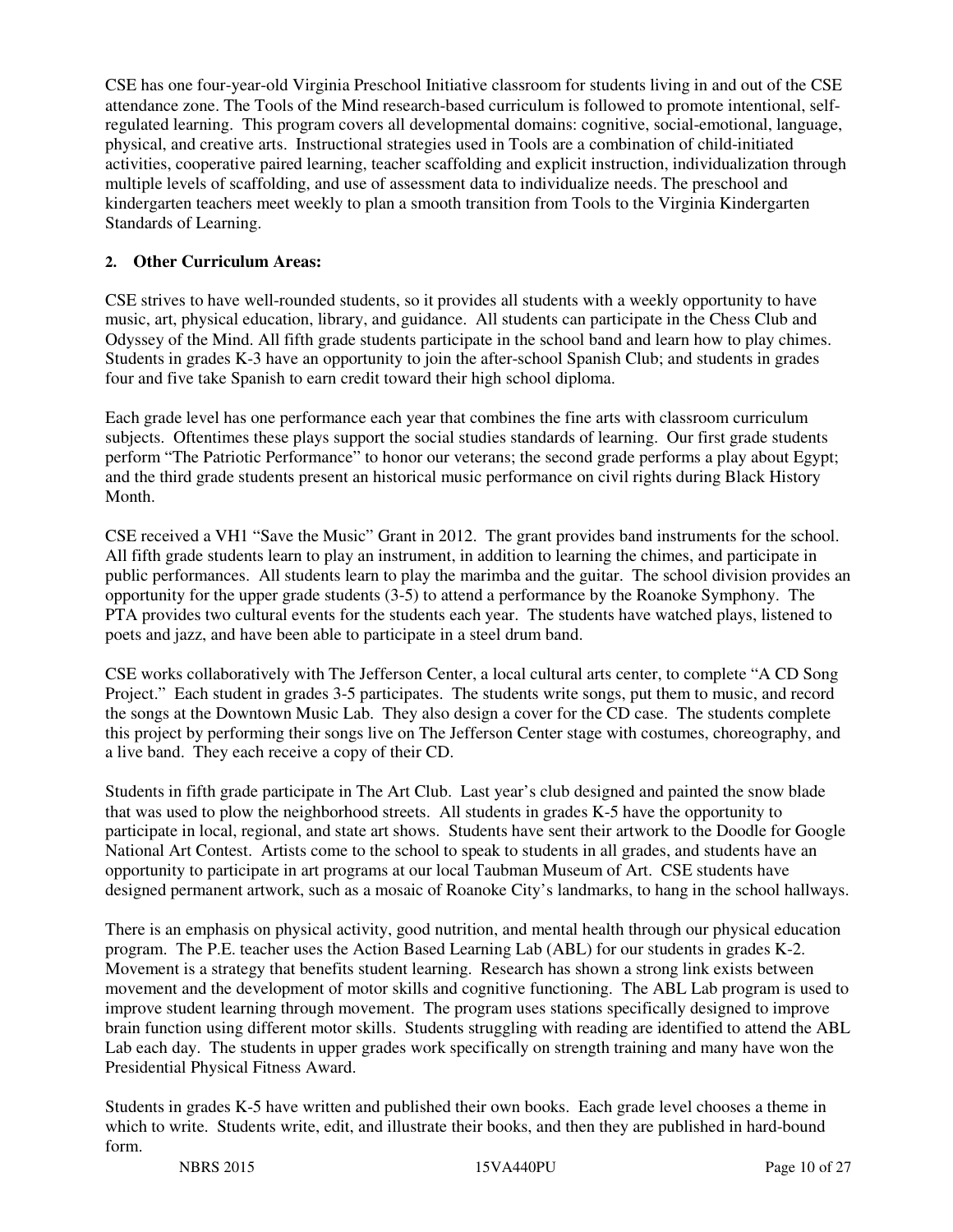CSE has one four-year-old Virginia Preschool Initiative classroom for students living in and out of the CSE attendance zone. The Tools of the Mind research-based curriculum is followed to promote intentional, self-regulated learning. This program covers all developmental domains: cognitive, social-emotional, language, physical, and creative arts. Instructional strategies used in Tools are a combination of child-initiated activities, cooperative paired learning, teacher scaffolding and explicit instruction, individualization through multiple levels of scaffolding, and use of assessment data to individualize needs. The preschool and kindergarten teachers meet weekly to plan a smooth transition from Tools to the Virginia Kindergarten Standards of Learning.

**2. Other Curriculum Areas:**

CSE strives to have well-rounded students, so it provides all students with a weekly opportunity to have music, art, physical education, library, and guidance. All students can participate in the Chess Club and Odyssey of the Mind. All fifth grade students participate in the school band and learn how to play chimes. Students in grades K-3 have an opportunity to join the after-school Spanish Club; and students in grades four and five take Spanish to earn credit toward their high school diploma.

Each grade level has one performance each year that combines the fine arts with classroom curriculum subjects. Oftentimes these plays support the social studies standards of learning. Our first grade students perform "The Patriotic Performance" to honor our veterans; the second grade performs a play about Egypt; and the third grade students present an historical music performance on civil rights during Black History Month.

CSE received a VH1 "Save the Music" Grant in 2012. The grant provides band instruments for the school. All fifth grade students learn to play an instrument, in addition to learning the chimes, and participate in public performances. All students learn to play the marimba and the guitar. The school division provides an opportunity for the upper grade students (3-5) to attend a performance by the Roanoke Symphony. The PTA provides two cultural events for the students each year. The students have watched plays, listened to poets and jazz, and have been able to participate in a steel drum band.

CSE works collaboratively with The Jefferson Center, a local cultural arts center, to complete "A CD Song Project." Each student in grades 3-5 participates. The students write songs, put them to music, and record the songs at the Downtown Music Lab. They also design a cover for the CD case. The students complete this project by performing their songs live on The Jefferson Center stage with costumes, choreography, and a live band. They each receive a copy of their CD.

Students in fifth grade participate in The Art Club. Last year's club designed and painted the snow blade that was used to plow the neighborhood streets. All students in grades K-5 have the opportunity to participate in local, regional, and state art shows. Students have sent their artwork to the Doodle for Google National Art Contest. Artists come to the school to speak to students in all grades, and students have an opportunity to participate in art programs at our local Taubman Museum of Art. CSE students have designed permanent artwork, such as a mosaic of Roanoke City's landmarks, to hang in the school hallways.

There is an emphasis on physical activity, good nutrition, and mental health through our physical education program. The P.E. teacher uses the Action Based Learning Lab (ABL) for our students in grades K-2. Movement is a strategy that benefits student learning. Research has shown a strong link exists between movement and the development of motor skills and cognitive functioning. The ABL Lab program is used to improve student learning through movement. The program uses stations specifically designed to improve brain function using different motor skills. Students struggling with reading are identified to attend the ABL Lab each day. The students in upper grades work specifically on strength training and many have won the Presidential Physical Fitness Award.

Students in grades K-5 have written and published their own books. Each grade level chooses a theme in which to write. Students write, edit, and illustrate their books, and then they are published in hard-bound form.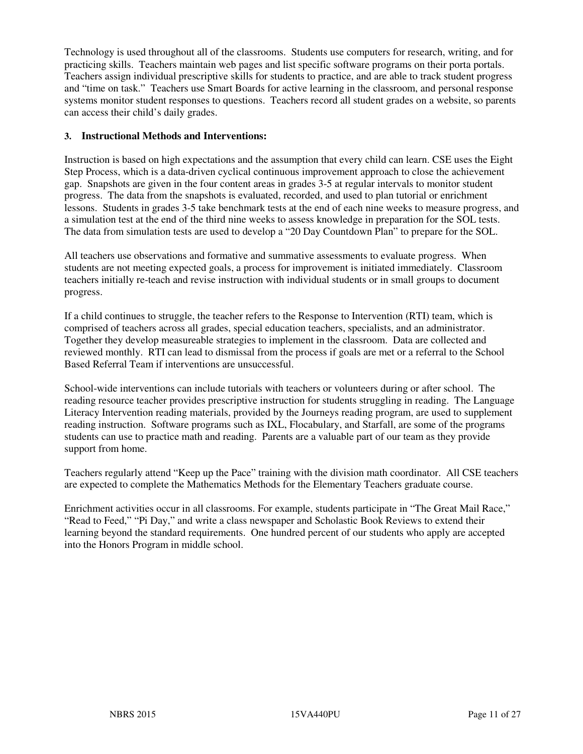Technology is used throughout all of the classrooms. Students use computers for research, writing, and for practicing skills. Teachers maintain web pages and list specific software programs on their porta portals. Teachers assign individual prescriptive skills for students to practice, and are able to track student progress and "time on task." Teachers use Smart Boards for active learning in the classroom, and personal response systems monitor student responses to questions. Teachers record all student grades on a website, so parents can access their child's daily grades.

**3. Instructional Methods and Interventions:**

Instruction is based on high expectations and the assumption that every child can learn. CSE uses the Eight Step Process, which is a data-driven cyclical continuous improvement approach to close the achievement gap. Snapshots are given in the four content areas in grades 3-5 at regular intervals to monitor student progress. The data from the snapshots is evaluated, recorded, and used to plan tutorial or enrichment lessons. Students in grades 3-5 take benchmark tests at the end of each nine weeks to measure progress, and a simulation test at the end of the third nine weeks to assess knowledge in preparation for the SOL tests. The data from simulation tests are used to develop a "20 Day Countdown Plan" to prepare for the SOL.

All teachers use observations and formative and summative assessments to evaluate progress. When students are not meeting expected goals, a process for improvement is initiated immediately. Classroom teachers initially re-teach and revise instruction with individual students or in small groups to document progress.

If a child continues to struggle, the teacher refers to the Response to Intervention (RTI) team, which is comprised of teachers across all grades, special education teachers, specialists, and an administrator. Together they develop measureable strategies to implement in the classroom. Data are collected and reviewed monthly. RTI can lead to dismissal from the process if goals are met or a referral to the School Based Referral Team if interventions are unsuccessful.

School-wide interventions can include tutorials with teachers or volunteers during or after school. The reading resource teacher provides prescriptive instruction for students struggling in reading. The Language Literacy Intervention reading materials, provided by the Journeys reading program, are used to supplement reading instruction. Software programs such as IXL, Flocabulary, and Starfall, are some of the programs students can use to practice math and reading. Parents are a valuable part of our team as they provide support from home.

Teachers regularly attend "Keep up the Pace" training with the division math coordinator. All CSE teachers are expected to complete the Mathematics Methods for the Elementary Teachers graduate course.

Enrichment activities occur in all classrooms. For example, students participate in "The Great Mail Race," "Read to Feed," "Pi Day," and write a class newspaper and Scholastic Book Reviews to extend their learning beyond the standard requirements. One hundred percent of our students who apply are accepted into the Honors Program in middle school.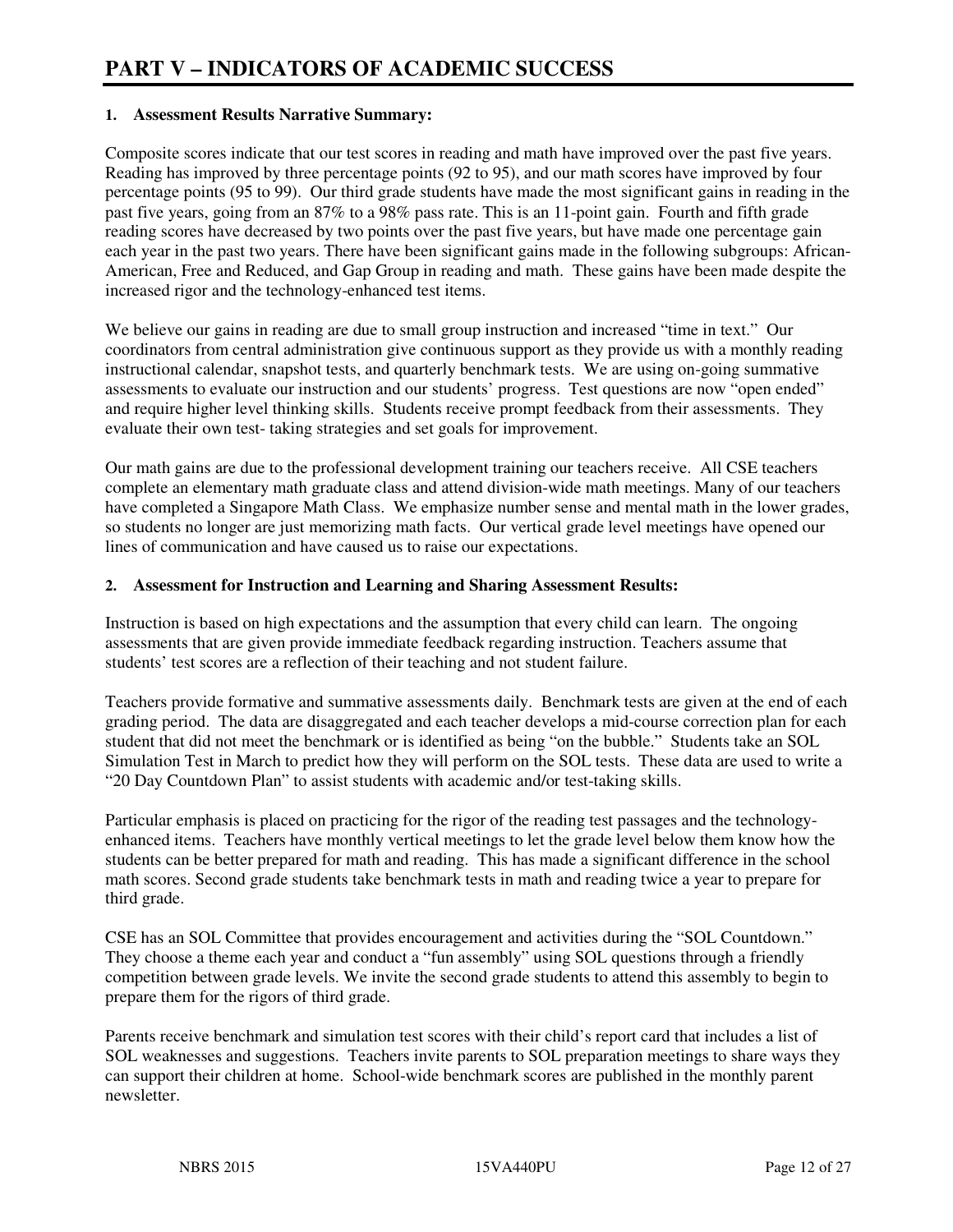# PART V – INDICATORS OF ACADEMIC SUCCESS

## 1. Assessment Results Narrative Summary:

Composite scores indicate that our test scores in reading and math have improved over the past five years. Reading has improved by three percentage points (92 to 95), and our math scores have improved by four percentage points (95 to 99). Our third grade students have made the most significant gains in reading in the past five years, going from an 87% to a 98% pass rate. This is an 11-point gain. Fourth and fifth grade reading scores have decreased by two points over the past five years, but have made one percentage gain each year in the past two years. There have been significant gains made in the following subgroups: African-American, Free and Reduced, and Gap Group in reading and math. These gains have been made despite the increased rigor and the technology-enhanced test items.

We believe our gains in reading are due to small group instruction and increased "time in text." Our coordinators from central administration give continuous support as they provide us with a monthly reading instructional calendar, snapshot tests, and quarterly benchmark tests. We are using on-going summative assessments to evaluate our instruction and our students' progress. Test questions are now "open ended" and require higher level thinking skills. Students receive prompt feedback from their assessments. They evaluate their own test- taking strategies and set goals for improvement.

Our math gains are due to the professional development training our teachers receive. All CSE teachers complete an elementary math graduate class and attend division-wide math meetings. Many of our teachers have completed a Singapore Math Class. We emphasize number sense and mental math in the lower grades, so students no longer are just memorizing math facts. Our vertical grade level meetings have opened our lines of communication and have caused us to raise our expectations.

## 2. Assessment for Instruction and Learning and Sharing Assessment Results:

Instruction is based on high expectations and the assumption that every child can learn. The ongoing assessments that are given provide immediate feedback regarding instruction. Teachers assume that students' test scores are a reflection of their teaching and not student failure.

Teachers provide formative and summative assessments daily. Benchmark tests are given at the end of each grading period. The data are disaggregated and each teacher develops a mid-course correction plan for each student that did not meet the benchmark or is identified as being "on the bubble." Students take an SOL Simulation Test in March to predict how they will perform on the SOL tests. These data are used to write a "20 Day Countdown Plan" to assist students with academic and/or test-taking skills.

Particular emphasis is placed on practicing for the rigor of the reading test passages and the technology-enhanced items. Teachers have monthly vertical meetings to let the grade level below them know how the students can be better prepared for math and reading. This has made a significant difference in the school math scores. Second grade students take benchmark tests in math and reading twice a year to prepare for third grade.

CSE has an SOL Committee that provides encouragement and activities during the "SOL Countdown." They choose a theme each year and conduct a "fun assembly" using SOL questions through a friendly competition between grade levels. We invite the second grade students to attend this assembly to begin to prepare them for the rigors of third grade.

Parents receive benchmark and simulation test scores with their child's report card that includes a list of SOL weaknesses and suggestions. Teachers invite parents to SOL preparation meetings to share ways they can support their children at home. School-wide benchmark scores are published in the monthly parent newsletter.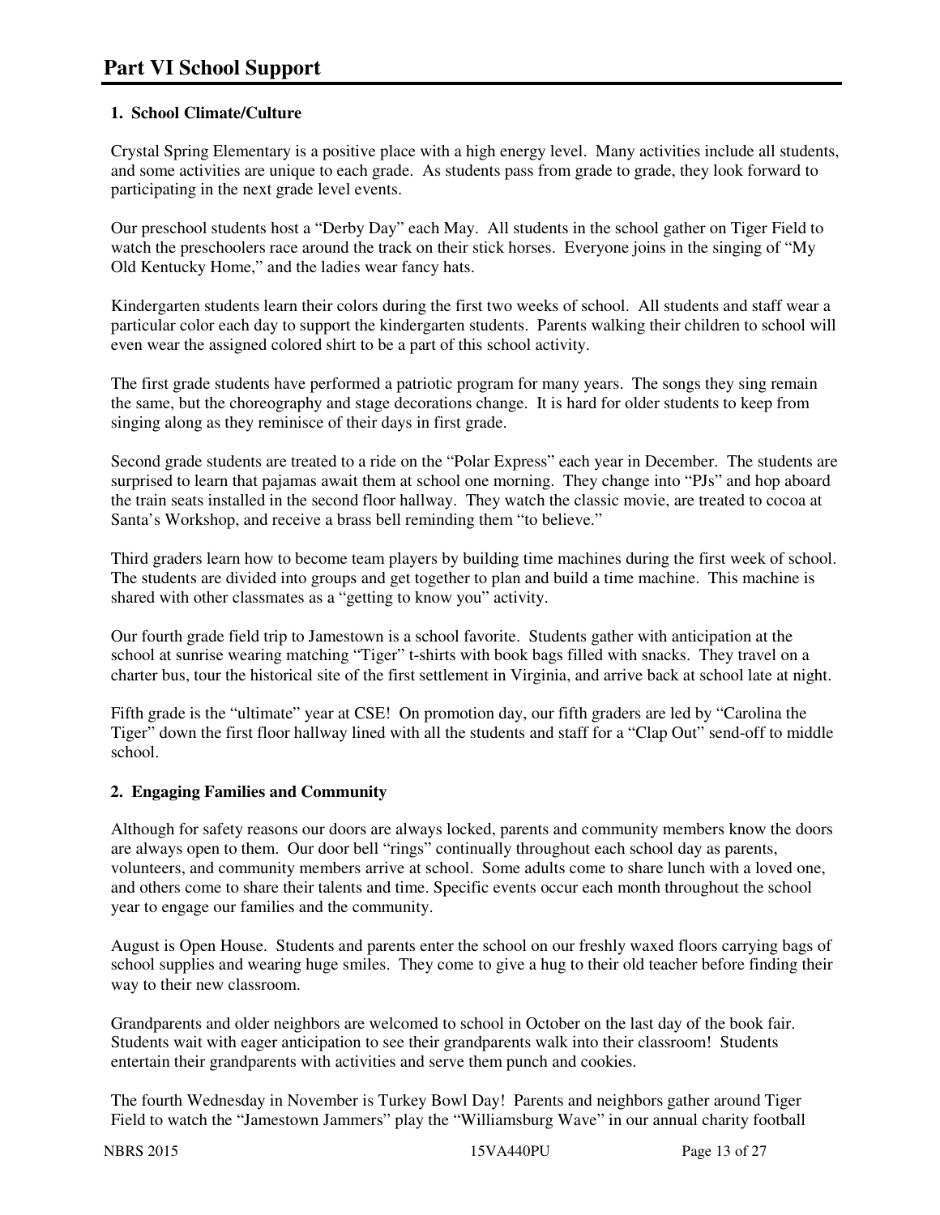# Part VI School Support

**1. School Climate/Culture**

Crystal Spring Elementary is a positive place with a high energy level. Many activities include all students, and some activities are unique to each grade. As students pass from grade to grade, they look forward to participating in the next grade level events.

Our preschool students host a "Derby Day" each May. All students in the school gather on Tiger Field to watch the preschoolers race around the track on their stick horses. Everyone joins in the singing of "My Old Kentucky Home," and the ladies wear fancy hats.

Kindergarten students learn their colors during the first two weeks of school. All students and staff wear a particular color each day to support the kindergarten students. Parents walking their children to school will even wear the assigned colored shirt to be a part of this school activity.

The first grade students have performed a patriotic program for many years. The songs they sing remain the same, but the choreography and stage decorations change. It is hard for older students to keep from singing along as they reminisce of their days in first grade.

Second grade students are treated to a ride on the "Polar Express" each year in December. The students are surprised to learn that pajamas await them at school one morning. They change into "PJs" and hop aboard the train seats installed in the second floor hallway. They watch the classic movie, are treated to cocoa at Santa's Workshop, and receive a brass bell reminding them "to believe."

Third graders learn how to become team players by building time machines during the first week of school. The students are divided into groups and get together to plan and build a time machine. This machine is shared with other classmates as a "getting to know you" activity.

Our fourth grade field trip to Jamestown is a school favorite. Students gather with anticipation at the school at sunrise wearing matching "Tiger" t-shirts with book bags filled with snacks. They travel on a charter bus, tour the historical site of the first settlement in Virginia, and arrive back at school late at night.

Fifth grade is the "ultimate" year at CSE! On promotion day, our fifth graders are led by "Carolina the Tiger" down the first floor hallway lined with all the students and staff for a "Clap Out" send-off to middle school.

**2. Engaging Families and Community**

Although for safety reasons our doors are always locked, parents and community members know the doors are always open to them. Our door bell "rings" continually throughout each school day as parents, volunteers, and community members arrive at school. Some adults come to share lunch with a loved one, and others come to share their talents and time. Specific events occur each month throughout the school year to engage our families and the community.

August is Open House. Students and parents enter the school on our freshly waxed floors carrying bags of school supplies and wearing huge smiles. They come to give a hug to their old teacher before finding their way to their new classroom.

Grandparents and older neighbors are welcomed to school in October on the last day of the book fair. Students wait with eager anticipation to see their grandparents walk into their classroom! Students entertain their grandparents with activities and serve them punch and cookies.

The fourth Wednesday in November is Turkey Bowl Day! Parents and neighbors gather around Tiger Field to watch the "Jamestown Jammers" play the "Williamsburg Wave" in our annual charity football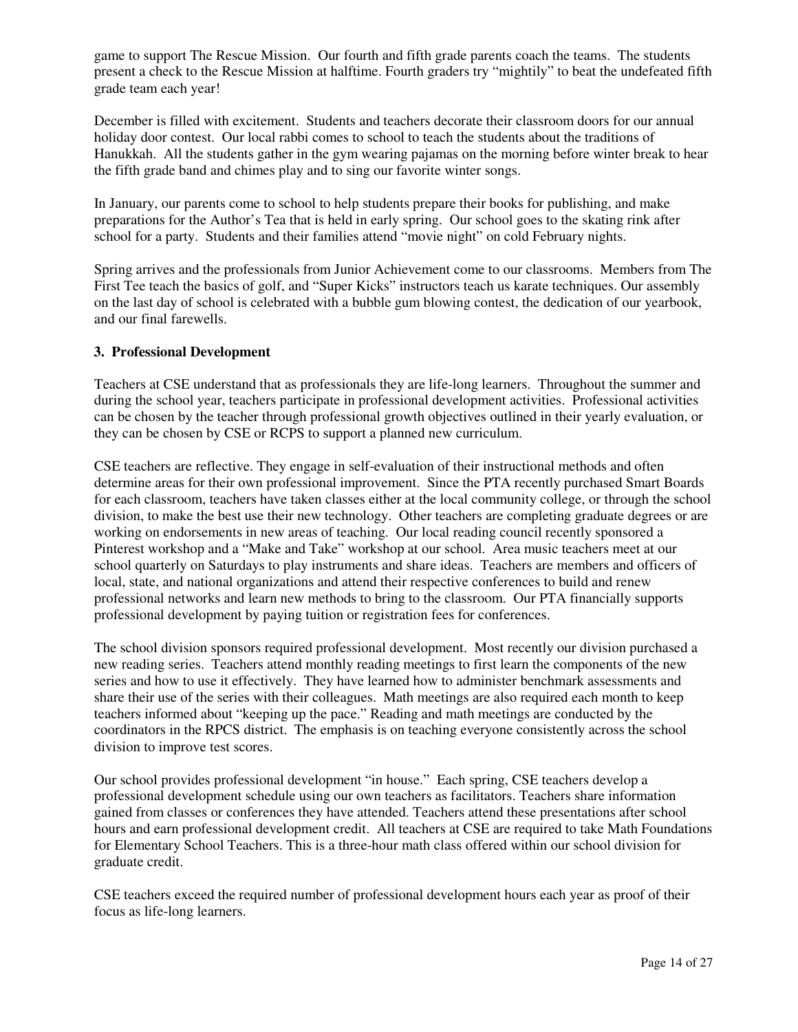game to support The Rescue Mission. Our fourth and fifth grade parents coach the teams. The students present a check to the Rescue Mission at halftime. Fourth graders try "mightily" to beat the undefeated fifth grade team each year!

December is filled with excitement. Students and teachers decorate their classroom doors for our annual holiday door contest. Our local rabbi comes to school to teach the students about the traditions of Hanukkah. All the students gather in the gym wearing pajamas on the morning before winter break to hear the fifth grade band and chimes play and to sing our favorite winter songs.

In January, our parents come to school to help students prepare their books for publishing, and make preparations for the Author's Tea that is held in early spring. Our school goes to the skating rink after school for a party. Students and their families attend "movie night" on cold February nights.

Spring arrives and the professionals from Junior Achievement come to our classrooms. Members from The First Tee teach the basics of golf, and "Super Kicks" instructors teach us karate techniques. Our assembly on the last day of school is celebrated with a bubble gum blowing contest, the dedication of our yearbook, and our final farewells.

### 3. Professional Development

Teachers at CSE understand that as professionals they are life-long learners. Throughout the summer and during the school year, teachers participate in professional development activities. Professional activities can be chosen by the teacher through professional growth objectives outlined in their yearly evaluation, or they can be chosen by CSE or RCPS to support a planned new curriculum.

CSE teachers are reflective. They engage in self-evaluation of their instructional methods and often determine areas for their own professional improvement. Since the PTA recently purchased Smart Boards for each classroom, teachers have taken classes either at the local community college, or through the school division, to make the best use their new technology. Other teachers are completing graduate degrees or are working on endorsements in new areas of teaching. Our local reading council recently sponsored a Pinterest workshop and a "Make and Take" workshop at our school. Area music teachers meet at our school quarterly on Saturdays to play instruments and share ideas. Teachers are members and officers of local, state, and national organizations and attend their respective conferences to build and renew professional networks and learn new methods to bring to the classroom. Our PTA financially supports professional development by paying tuition or registration fees for conferences.

The school division sponsors required professional development. Most recently our division purchased a new reading series. Teachers attend monthly reading meetings to first learn the components of the new series and how to use it effectively. They have learned how to administer benchmark assessments and share their use of the series with their colleagues. Math meetings are also required each month to keep teachers informed about "keeping up the pace." Reading and math meetings are conducted by the coordinators in the RPCS district. The emphasis is on teaching everyone consistently across the school division to improve test scores.

Our school provides professional development "in house." Each spring, CSE teachers develop a professional development schedule using our own teachers as facilitators. Teachers share information gained from classes or conferences they have attended. Teachers attend these presentations after school hours and earn professional development credit. All teachers at CSE are required to take Math Foundations for Elementary School Teachers. This is a three-hour math class offered within our school division for graduate credit.

CSE teachers exceed the required number of professional development hours each year as proof of their focus as life-long learners.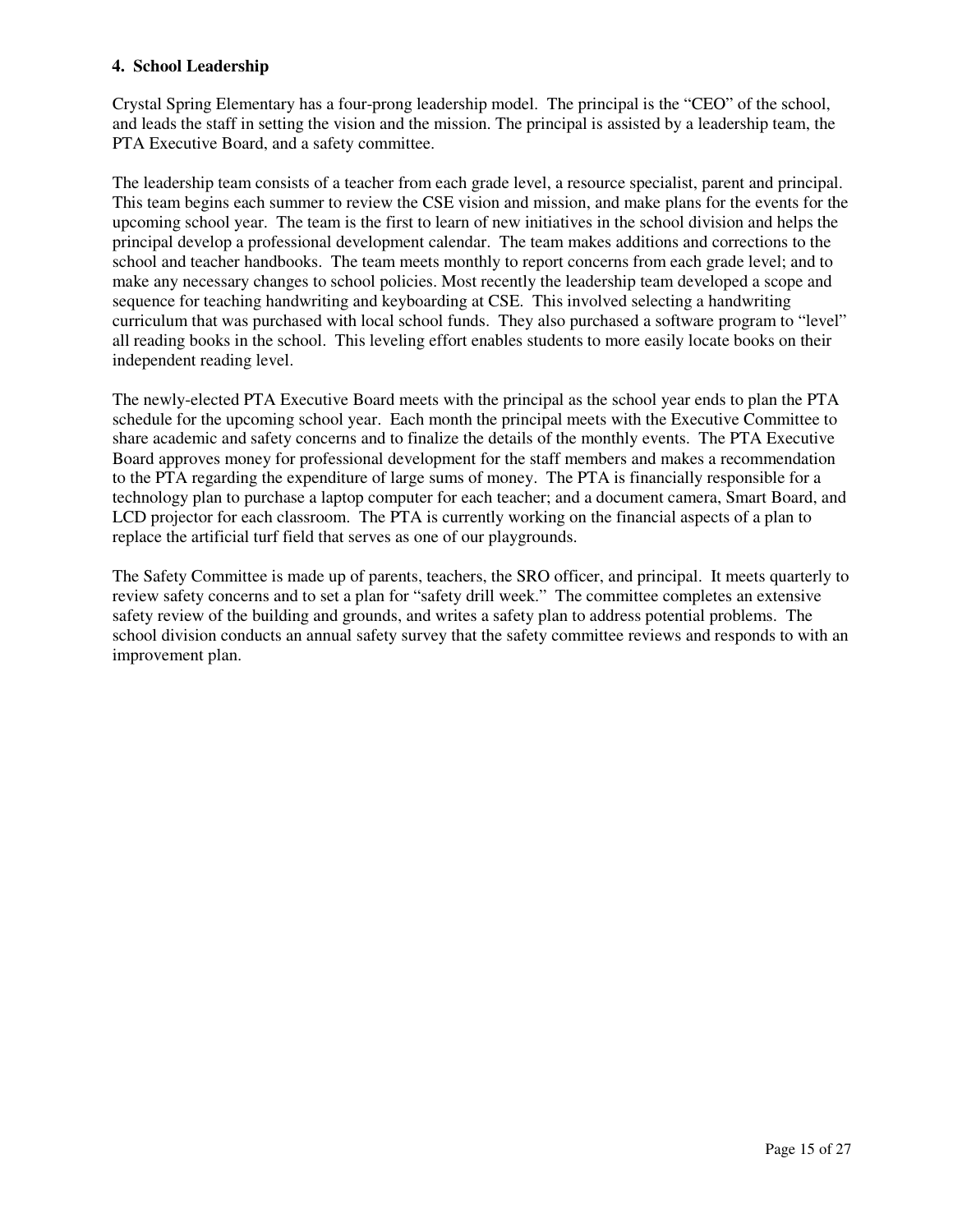### 4. School Leadership

Crystal Spring Elementary has a four-prong leadership model. The principal is the "CEO" of the school, and leads the staff in setting the vision and the mission. The principal is assisted by a leadership team, the PTA Executive Board, and a safety committee.

The leadership team consists of a teacher from each grade level, a resource specialist, parent and principal. This team begins each summer to review the CSE vision and mission, and make plans for the events for the upcoming school year. The team is the first to learn of new initiatives in the school division and helps the principal develop a professional development calendar. The team makes additions and corrections to the school and teacher handbooks. The team meets monthly to report concerns from each grade level; and to make any necessary changes to school policies. Most recently the leadership team developed a scope and sequence for teaching handwriting and keyboarding at CSE. This involved selecting a handwriting curriculum that was purchased with local school funds. They also purchased a software program to "level" all reading books in the school. This leveling effort enables students to more easily locate books on their independent reading level.

The newly-elected PTA Executive Board meets with the principal as the school year ends to plan the PTA schedule for the upcoming school year. Each month the principal meets with the Executive Committee to share academic and safety concerns and to finalize the details of the monthly events. The PTA Executive Board approves money for professional development for the staff members and makes a recommendation to the PTA regarding the expenditure of large sums of money. The PTA is financially responsible for a technology plan to purchase a laptop computer for each teacher; and a document camera, Smart Board, and LCD projector for each classroom. The PTA is currently working on the financial aspects of a plan to replace the artificial turf field that serves as one of our playgrounds.

The Safety Committee is made up of parents, teachers, the SRO officer, and principal. It meets quarterly to review safety concerns and to set a plan for "safety drill week." The committee completes an extensive safety review of the building and grounds, and writes a safety plan to address potential problems. The school division conducts an annual safety survey that the safety committee reviews and responds to with an improvement plan.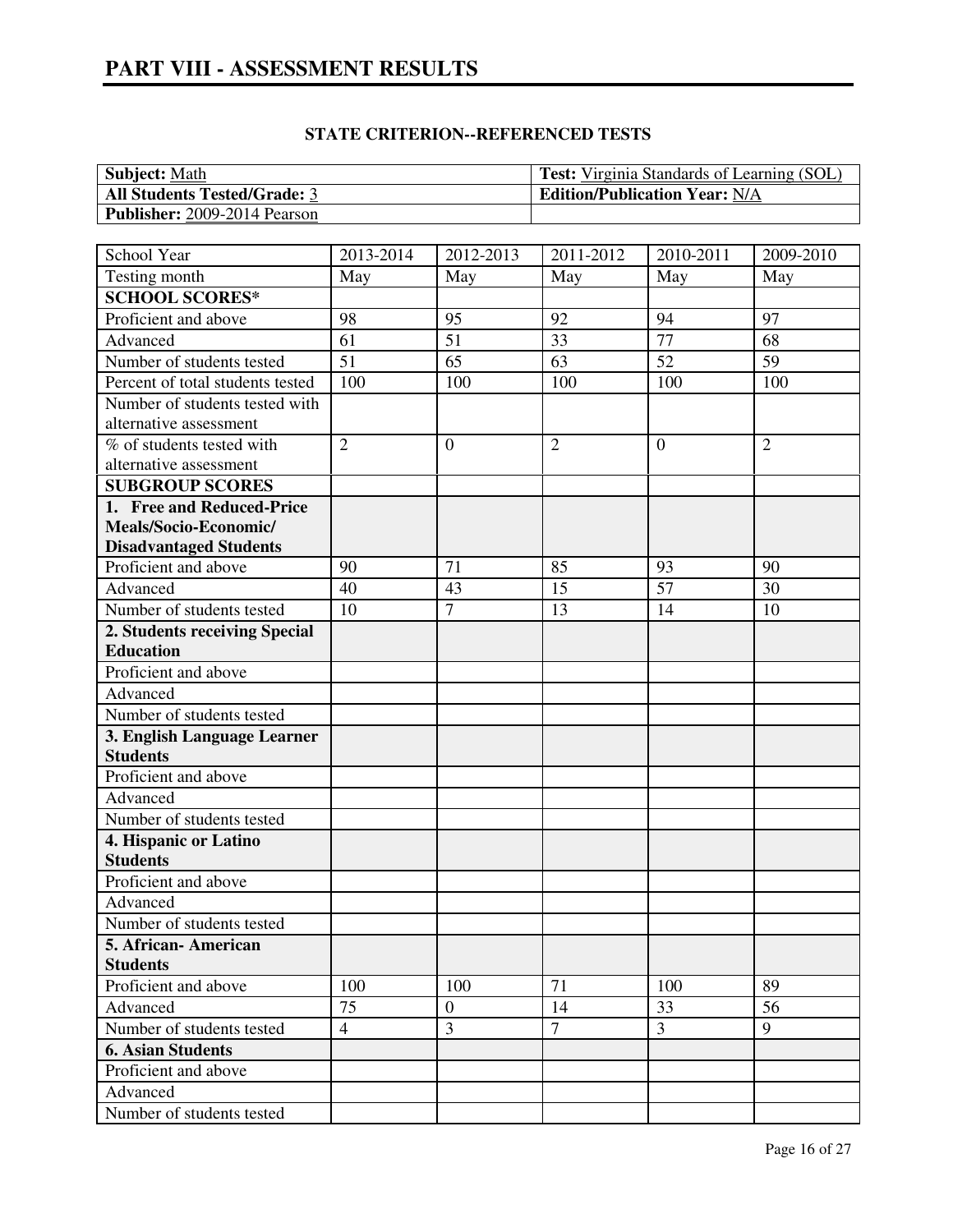# PART VIII - ASSESSMENT RESULTS

### STATE CRITERION--REFERENCED TESTS

| **Subject:** Math | **Test:** Virginia Standards of Learning (SOL) |
|---|---|
| **All Students Tested/Grade:** 3 | **Edition/Publication Year:** N/A |
| **Publisher:** 2009-2014 Pearson | |

| School Year | 2013-2014 | 2012-2013 | 2011-2012 | 2010-2011 | 2009-2010 |
|---|---|---|---|---|---|
| Testing month | May | May | May | May | May |
| **SCHOOL SCORES*** | | | | | |
| Proficient and above | 98 | 95 | 92 | 94 | 97 |
| Advanced | 61 | 51 | 33 | 77 | 68 |
| Number of students tested | 51 | 65 | 63 | 52 | 59 |
| Percent of total students tested | 100 | 100 | 100 | 100 | 100 |
| Number of students tested with alternative assessment | | | | | |
| % of students tested with alternative assessment | 2 | 0 | 2 | 0 | 2 |
| **SUBGROUP SCORES** | | | | | |
| **1. Free and Reduced-Price Meals/Socio-Economic/ Disadvantaged Students** | | | | | |
| Proficient and above | 90 | 71 | 85 | 93 | 90 |
| Advanced | 40 | 43 | 15 | 57 | 30 |
| Number of students tested | 10 | 7 | 13 | 14 | 10 |
| **2. Students receiving Special Education** | | | | | |
| Proficient and above | | | | | |
| Advanced | | | | | |
| Number of students tested | | | | | |
| **3. English Language Learner Students** | | | | | |
| Proficient and above | | | | | |
| Advanced | | | | | |
| Number of students tested | | | | | |
| **4. Hispanic or Latino Students** | | | | | |
| Proficient and above | | | | | |
| Advanced | | | | | |
| Number of students tested | | | | | |
| **5. African- American Students** | | | | | |
| Proficient and above | 100 | 100 | 71 | 100 | 89 |
| Advanced | 75 | 0 | 14 | 33 | 56 |
| Number of students tested | 4 | 3 | 7 | 3 | 9 |
| **6. Asian Students** | | | | | |
| Proficient and above | | | | | |
| Advanced | | | | | |
| Number of students tested | | | | | |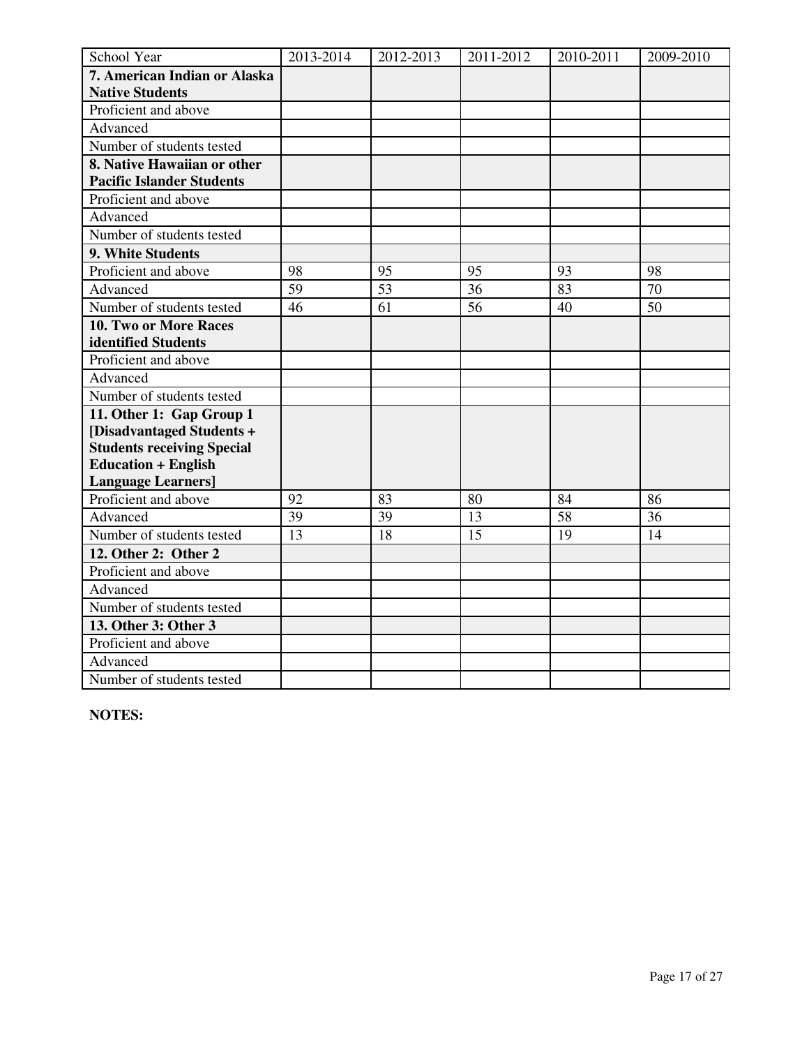| School Year | 2013-2014 | 2012-2013 | 2011-2012 | 2010-2011 | 2009-2010 |
|---|---|---|---|---|---|
| **7. American Indian or Alaska Native Students** | | | | | |
| Proficient and above | | | | | |
| Advanced | | | | | |
| Number of students tested | | | | | |
| **8. Native Hawaiian or other Pacific Islander Students** | | | | | |
| Proficient and above | | | | | |
| Advanced | | | | | |
| Number of students tested | | | | | |
| **9. White Students** | | | | | |
| Proficient and above | 98 | 95 | 95 | 93 | 98 |
| Advanced | 59 | 53 | 36 | 83 | 70 |
| Number of students tested | 46 | 61 | 56 | 40 | 50 |
| **10. Two or More Races identified Students** | | | | | |
| Proficient and above | | | | | |
| Advanced | | | | | |
| Number of students tested | | | | | |
| **11. Other 1: Gap Group 1 [Disadvantaged Students + Students receiving Special Education + English Language Learners]** | | | | | |
| Proficient and above | 92 | 83 | 80 | 84 | 86 |
| Advanced | 39 | 39 | 13 | 58 | 36 |
| Number of students tested | 13 | 18 | 15 | 19 | 14 |
| **12. Other 2: Other 2** | | | | | |
| Proficient and above | | | | | |
| Advanced | | | | | |
| Number of students tested | | | | | |
| **13. Other 3: Other 3** | | | | | |
| Proficient and above | | | | | |
| Advanced | | | | | |
| Number of students tested | | | | | |

**NOTES:**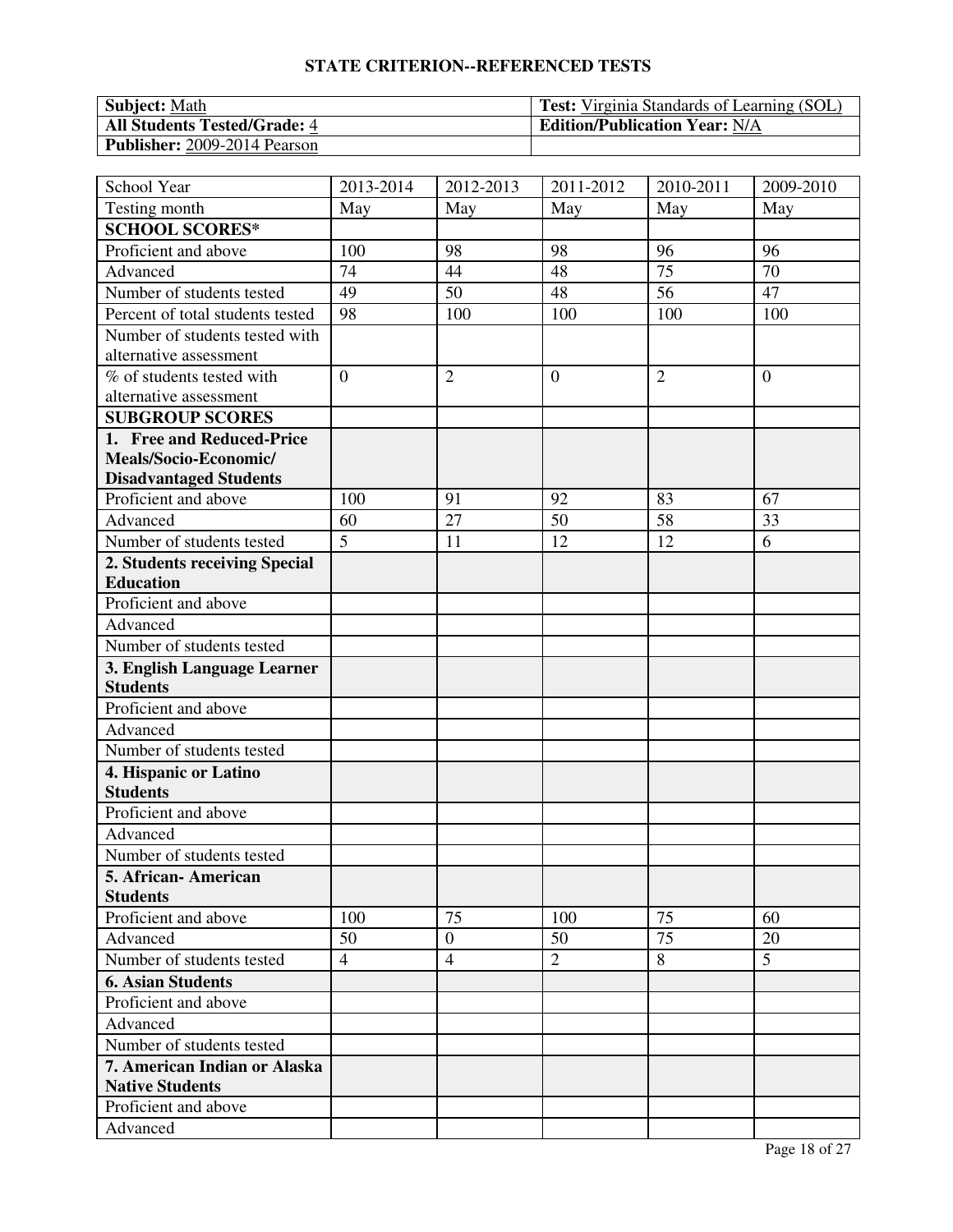## STATE CRITERION--REFERENCED TESTS

| **Subject:** Math | **Test:** Virginia Standards of Learning (SOL) |
|---|---|
| **All Students Tested/Grade:** 4 | **Edition/Publication Year:** N/A |
| **Publisher:** 2009-2014 Pearson | |

| School Year | 2013-2014 | 2012-2013 | 2011-2012 | 2010-2011 | 2009-2010 |
|---|---|---|---|---|---|
| Testing month | May | May | May | May | May |
| **SCHOOL SCORES*** | | | | | |
| Proficient and above | 100 | 98 | 98 | 96 | 96 |
| Advanced | 74 | 44 | 48 | 75 | 70 |
| Number of students tested | 49 | 50 | 48 | 56 | 47 |
| Percent of total students tested | 98 | 100 | 100 | 100 | 100 |
| Number of students tested with alternative assessment | | | | | |
| % of students tested with alternative assessment | 0 | 2 | 0 | 2 | 0 |
| **SUBGROUP SCORES** | | | | | |
| **1. Free and Reduced-Price Meals/Socio-Economic/ Disadvantaged Students** | | | | | |
| Proficient and above | 100 | 91 | 92 | 83 | 67 |
| Advanced | 60 | 27 | 50 | 58 | 33 |
| Number of students tested | 5 | 11 | 12 | 12 | 6 |
| **2. Students receiving Special Education** | | | | | |
| Proficient and above | | | | | |
| Advanced | | | | | |
| Number of students tested | | | | | |
| **3. English Language Learner Students** | | | | | |
| Proficient and above | | | | | |
| Advanced | | | | | |
| Number of students tested | | | | | |
| **4. Hispanic or Latino Students** | | | | | |
| Proficient and above | | | | | |
| Advanced | | | | | |
| Number of students tested | | | | | |
| **5. African- American Students** | | | | | |
| Proficient and above | 100 | 75 | 100 | 75 | 60 |
| Advanced | 50 | 0 | 50 | 75 | 20 |
| Number of students tested | 4 | 4 | 2 | 8 | 5 |
| **6. Asian Students** | | | | | |
| Proficient and above | | | | | |
| Advanced | | | | | |
| Number of students tested | | | | | |
| **7. American Indian or Alaska Native Students** | | | | | |
| Proficient and above | | | | | |
| Advanced | | | | | |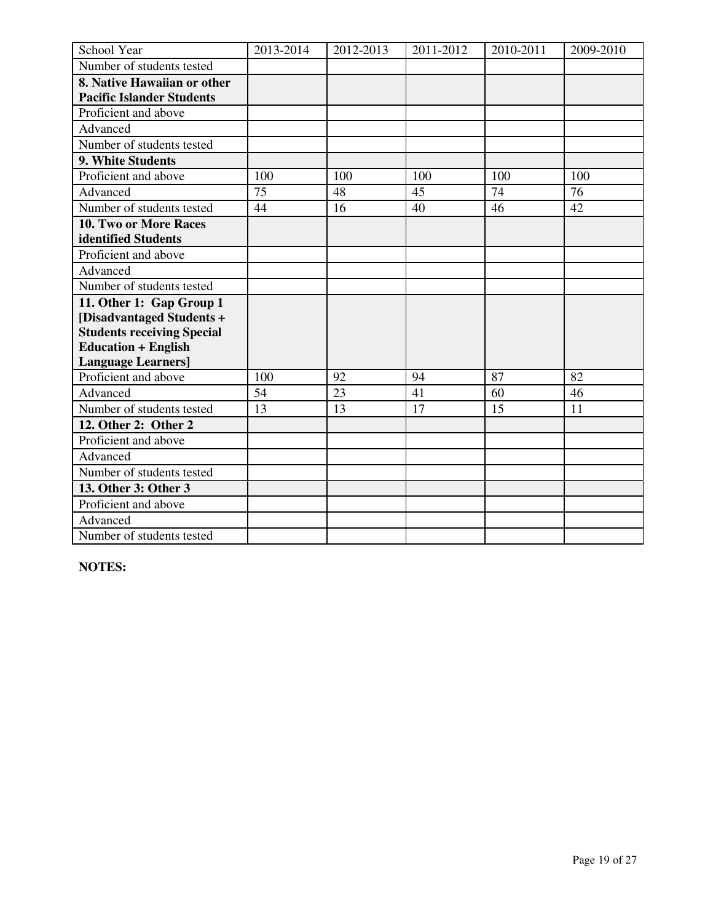| School Year | 2013-2014 | 2012-2013 | 2011-2012 | 2010-2011 | 2009-2010 |
|---|---|---|---|---|---|
| Number of students tested | | | | | |
| **8. Native Hawaiian or other Pacific Islander Students** | | | | | |
| Proficient and above | | | | | |
| Advanced | | | | | |
| Number of students tested | | | | | |
| **9. White Students** | | | | | |
| Proficient and above | 100 | 100 | 100 | 100 | 100 |
| Advanced | 75 | 48 | 45 | 74 | 76 |
| Number of students tested | 44 | 16 | 40 | 46 | 42 |
| **10. Two or More Races identified Students** | | | | | |
| Proficient and above | | | | | |
| Advanced | | | | | |
| Number of students tested | | | | | |
| **11. Other 1: Gap Group 1 [Disadvantaged Students + Students receiving Special Education + English Language Learners]** | | | | | |
| Proficient and above | 100 | 92 | 94 | 87 | 82 |
| Advanced | 54 | 23 | 41 | 60 | 46 |
| Number of students tested | 13 | 13 | 17 | 15 | 11 |
| **12. Other 2: Other 2** | | | | | |
| Proficient and above | | | | | |
| Advanced | | | | | |
| Number of students tested | | | | | |
| **13. Other 3: Other 3** | | | | | |
| Proficient and above | | | | | |
| Advanced | | | | | |
| Number of students tested | | | | | |

**NOTES:**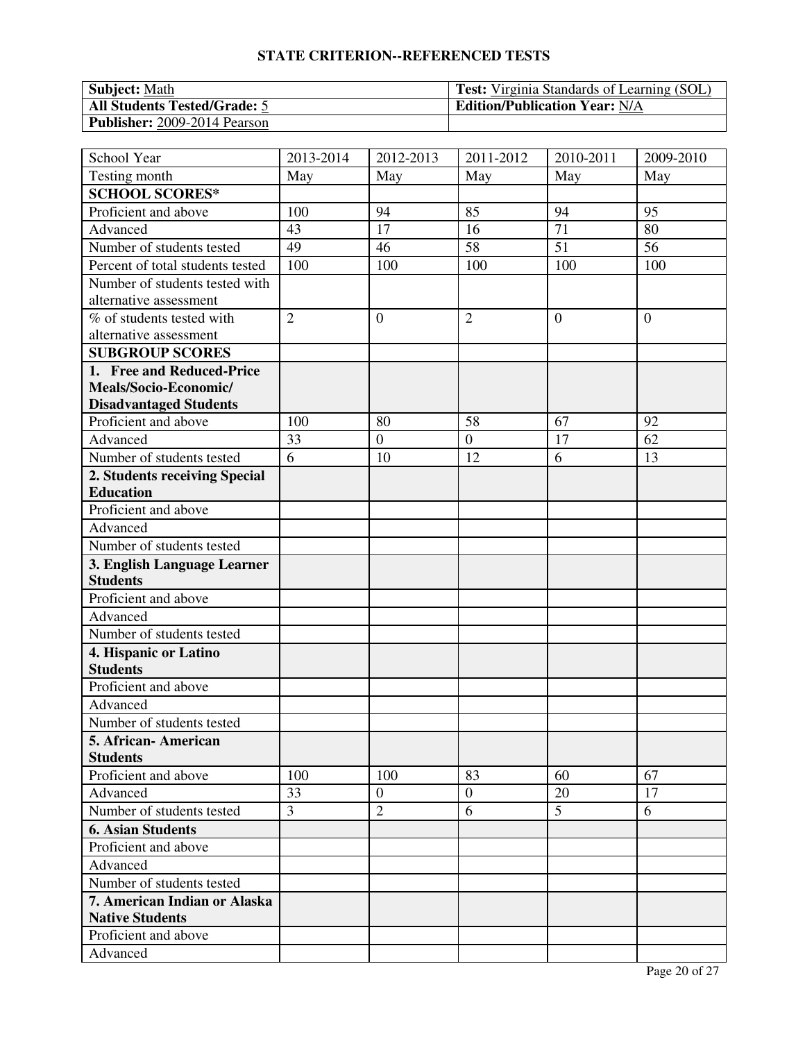## STATE CRITERION--REFERENCED TESTS

| **Subject:** Math | **Test:** Virginia Standards of Learning (SOL) |
|---|---|
| **All Students Tested/Grade:** 5 | **Edition/Publication Year:** N/A |
| **Publisher:** 2009-2014 Pearson | |

| School Year | 2013-2014 | 2012-2013 | 2011-2012 | 2010-2011 | 2009-2010 |
|---|---|---|---|---|---|
| Testing month | May | May | May | May | May |
| **SCHOOL SCORES*** | | | | | |
| Proficient and above | 100 | 94 | 85 | 94 | 95 |
| Advanced | 43 | 17 | 16 | 71 | 80 |
| Number of students tested | 49 | 46 | 58 | 51 | 56 |
| Percent of total students tested | 100 | 100 | 100 | 100 | 100 |
| Number of students tested with alternative assessment | | | | | |
| % of students tested with alternative assessment | 2 | 0 | 2 | 0 | 0 |
| **SUBGROUP SCORES** | | | | | |
| **1. Free and Reduced-Price Meals/Socio-Economic/ Disadvantaged Students** | | | | | |
| Proficient and above | 100 | 80 | 58 | 67 | 92 |
| Advanced | 33 | 0 | 0 | 17 | 62 |
| Number of students tested | 6 | 10 | 12 | 6 | 13 |
| **2. Students receiving Special Education** | | | | | |
| Proficient and above | | | | | |
| Advanced | | | | | |
| Number of students tested | | | | | |
| **3. English Language Learner Students** | | | | | |
| Proficient and above | | | | | |
| Advanced | | | | | |
| Number of students tested | | | | | |
| **4. Hispanic or Latino Students** | | | | | |
| Proficient and above | | | | | |
| Advanced | | | | | |
| Number of students tested | | | | | |
| **5. African- American Students** | | | | | |
| Proficient and above | 100 | 100 | 83 | 60 | 67 |
| Advanced | 33 | 0 | 0 | 20 | 17 |
| Number of students tested | 3 | 2 | 6 | 5 | 6 |
| **6. Asian Students** | | | | | |
| Proficient and above | | | | | |
| Advanced | | | | | |
| Number of students tested | | | | | |
| **7. American Indian or Alaska Native Students** | | | | | |
| Proficient and above | | | | | |
| Advanced | | | | | |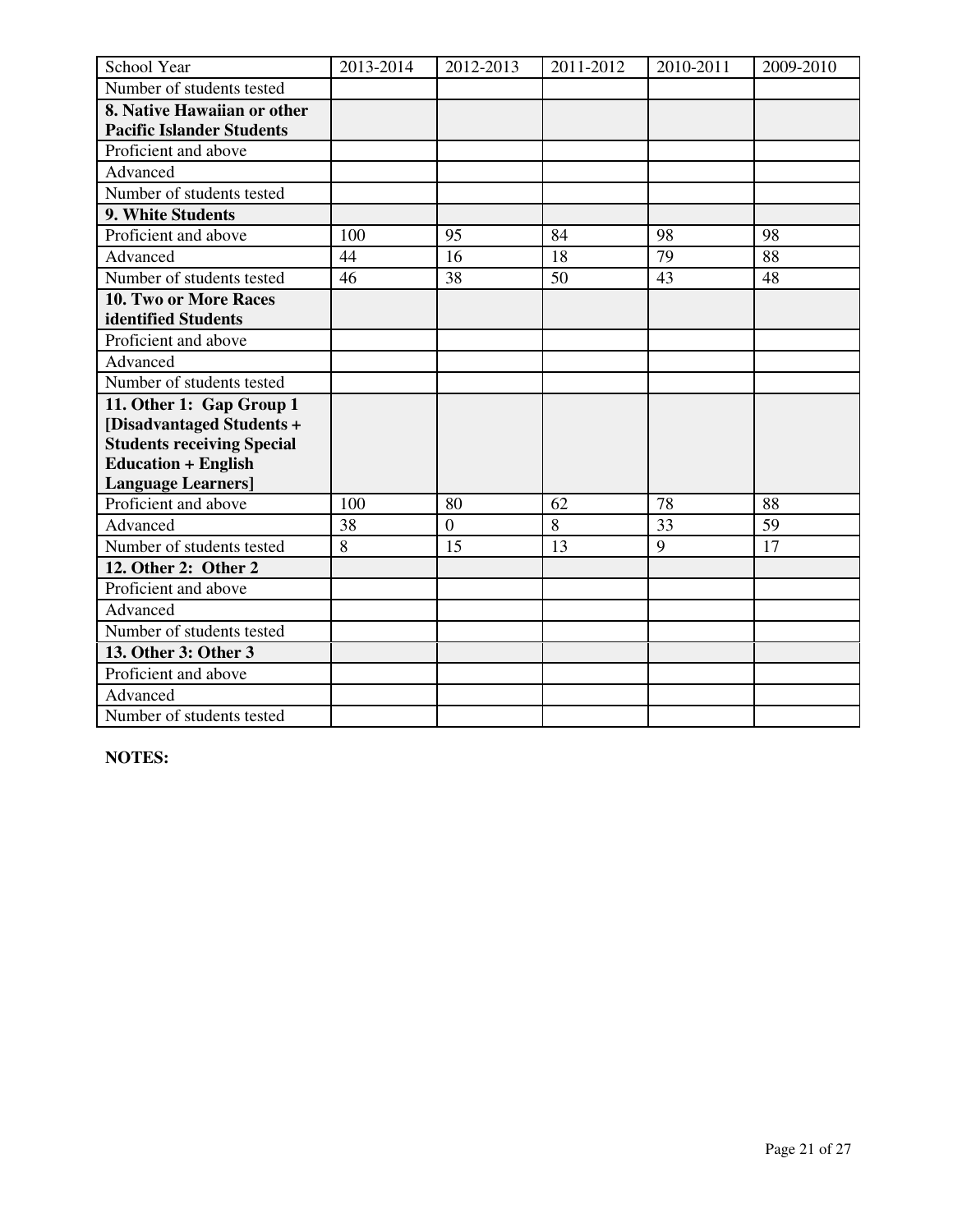| School Year | 2013-2014 | 2012-2013 | 2011-2012 | 2010-2011 | 2009-2010 |
|---|---|---|---|---|---|
| Number of students tested | | | | | |
| **8. Native Hawaiian or other Pacific Islander Students** | | | | | |
| Proficient and above | | | | | |
| Advanced | | | | | |
| Number of students tested | | | | | |
| **9. White Students** | | | | | |
| Proficient and above | 100 | 95 | 84 | 98 | 98 |
| Advanced | 44 | 16 | 18 | 79 | 88 |
| Number of students tested | 46 | 38 | 50 | 43 | 48 |
| **10. Two or More Races identified Students** | | | | | |
| Proficient and above | | | | | |
| Advanced | | | | | |
| Number of students tested | | | | | |
| **11. Other 1: Gap Group 1 [Disadvantaged Students + Students receiving Special Education + English Language Learners]** | | | | | |
| Proficient and above | 100 | 80 | 62 | 78 | 88 |
| Advanced | 38 | 0 | 8 | 33 | 59 |
| Number of students tested | 8 | 15 | 13 | 9 | 17 |
| **12. Other 2: Other 2** | | | | | |
| Proficient and above | | | | | |
| Advanced | | | | | |
| Number of students tested | | | | | |
| **13. Other 3: Other 3** | | | | | |
| Proficient and above | | | | | |
| Advanced | | | | | |
| Number of students tested | | | | | |

**NOTES:**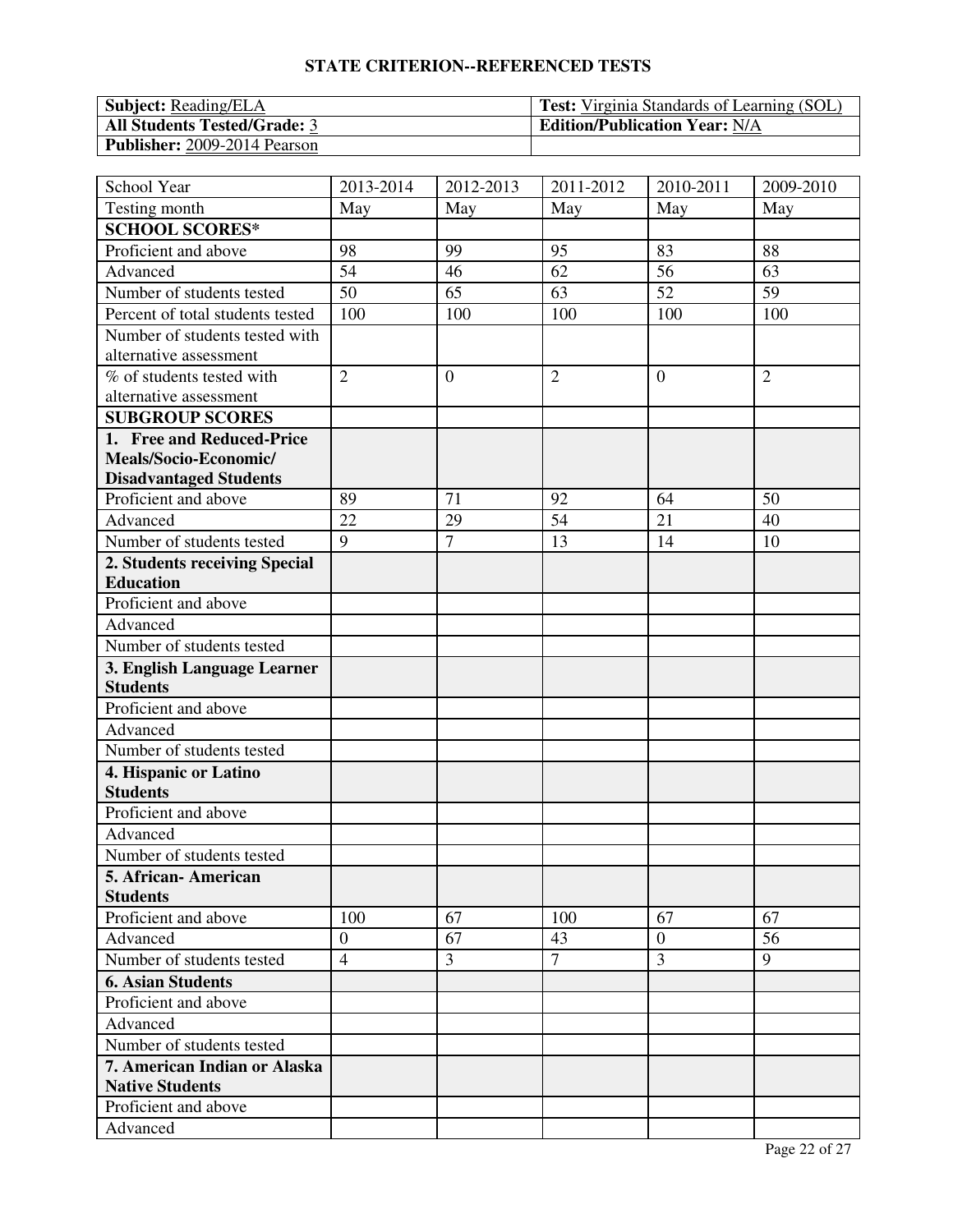## STATE CRITERION--REFERENCED TESTS

| **Subject:** Reading/ELA | **Test:** Virginia Standards of Learning (SOL) |
|---|---|
| **All Students Tested/Grade:** 3 | **Edition/Publication Year:** N/A |
| **Publisher:** 2009-2014 Pearson | |

| School Year | 2013-2014 | 2012-2013 | 2011-2012 | 2010-2011 | 2009-2010 |
|---|---|---|---|---|---|
| Testing month | May | May | May | May | May |
| **SCHOOL SCORES*** | | | | | |
| Proficient and above | 98 | 99 | 95 | 83 | 88 |
| Advanced | 54 | 46 | 62 | 56 | 63 |
| Number of students tested | 50 | 65 | 63 | 52 | 59 |
| Percent of total students tested | 100 | 100 | 100 | 100 | 100 |
| Number of students tested with alternative assessment | | | | | |
| % of students tested with alternative assessment | 2 | 0 | 2 | 0 | 2 |
| **SUBGROUP SCORES** | | | | | |
| **1. Free and Reduced-Price Meals/Socio-Economic/ Disadvantaged Students** | | | | | |
| Proficient and above | 89 | 71 | 92 | 64 | 50 |
| Advanced | 22 | 29 | 54 | 21 | 40 |
| Number of students tested | 9 | 7 | 13 | 14 | 10 |
| **2. Students receiving Special Education** | | | | | |
| Proficient and above | | | | | |
| Advanced | | | | | |
| Number of students tested | | | | | |
| **3. English Language Learner Students** | | | | | |
| Proficient and above | | | | | |
| Advanced | | | | | |
| Number of students tested | | | | | |
| **4. Hispanic or Latino Students** | | | | | |
| Proficient and above | | | | | |
| Advanced | | | | | |
| Number of students tested | | | | | |
| **5. African- American Students** | | | | | |
| Proficient and above | 100 | 67 | 100 | 67 | 67 |
| Advanced | 0 | 67 | 43 | 0 | 56 |
| Number of students tested | 4 | 3 | 7 | 3 | 9 |
| **6. Asian Students** | | | | | |
| Proficient and above | | | | | |
| Advanced | | | | | |
| Number of students tested | | | | | |
| **7. American Indian or Alaska Native Students** | | | | | |
| Proficient and above | | | | | |
| Advanced | | | | | |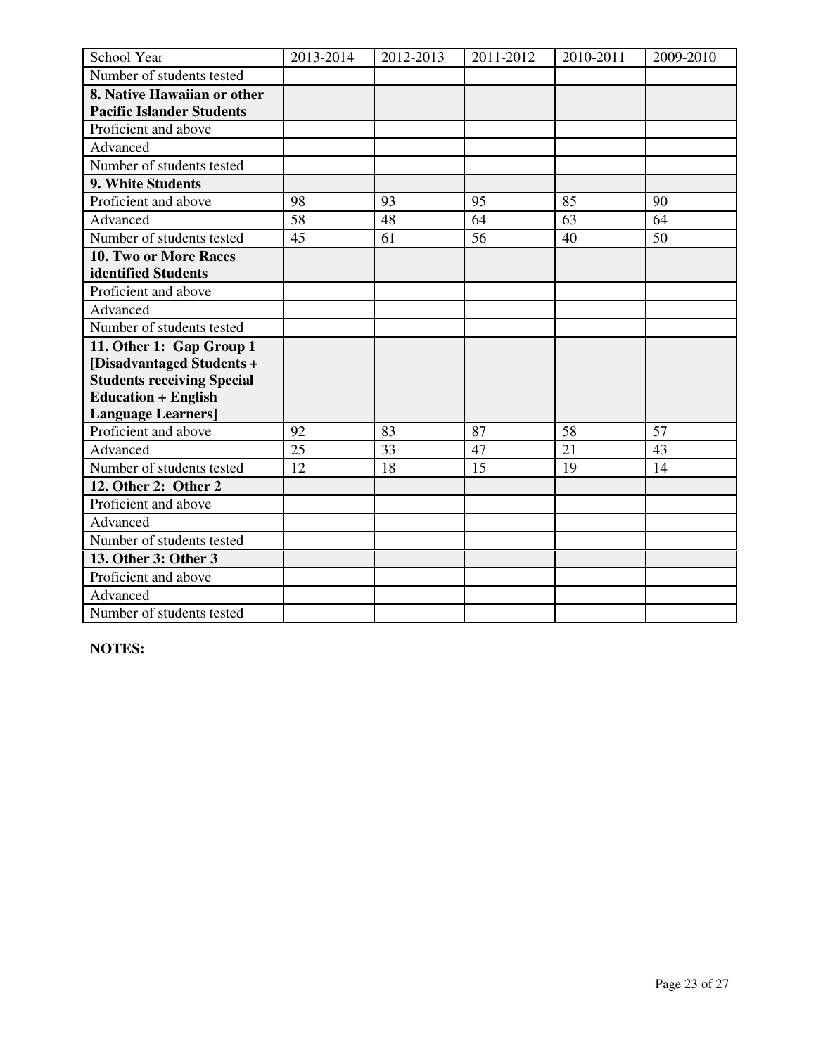| School Year | 2013-2014 | 2012-2013 | 2011-2012 | 2010-2011 | 2009-2010 |
|---|---|---|---|---|---|
| Number of students tested | | | | | |
| **8. Native Hawaiian or other Pacific Islander Students** | | | | | |
| Proficient and above | | | | | |
| Advanced | | | | | |
| Number of students tested | | | | | |
| **9. White Students** | | | | | |
| Proficient and above | 98 | 93 | 95 | 85 | 90 |
| Advanced | 58 | 48 | 64 | 63 | 64 |
| Number of students tested | 45 | 61 | 56 | 40 | 50 |
| **10. Two or More Races identified Students** | | | | | |
| Proficient and above | | | | | |
| Advanced | | | | | |
| Number of students tested | | | | | |
| **11. Other 1: Gap Group 1 [Disadvantaged Students + Students receiving Special Education + English Language Learners]** | | | | | |
| Proficient and above | 92 | 83 | 87 | 58 | 57 |
| Advanced | 25 | 33 | 47 | 21 | 43 |
| Number of students tested | 12 | 18 | 15 | 19 | 14 |
| **12. Other 2: Other 2** | | | | | |
| Proficient and above | | | | | |
| Advanced | | | | | |
| Number of students tested | | | | | |
| **13. Other 3: Other 3** | | | | | |
| Proficient and above | | | | | |
| Advanced | | | | | |
| Number of students tested | | | | | |

**NOTES:**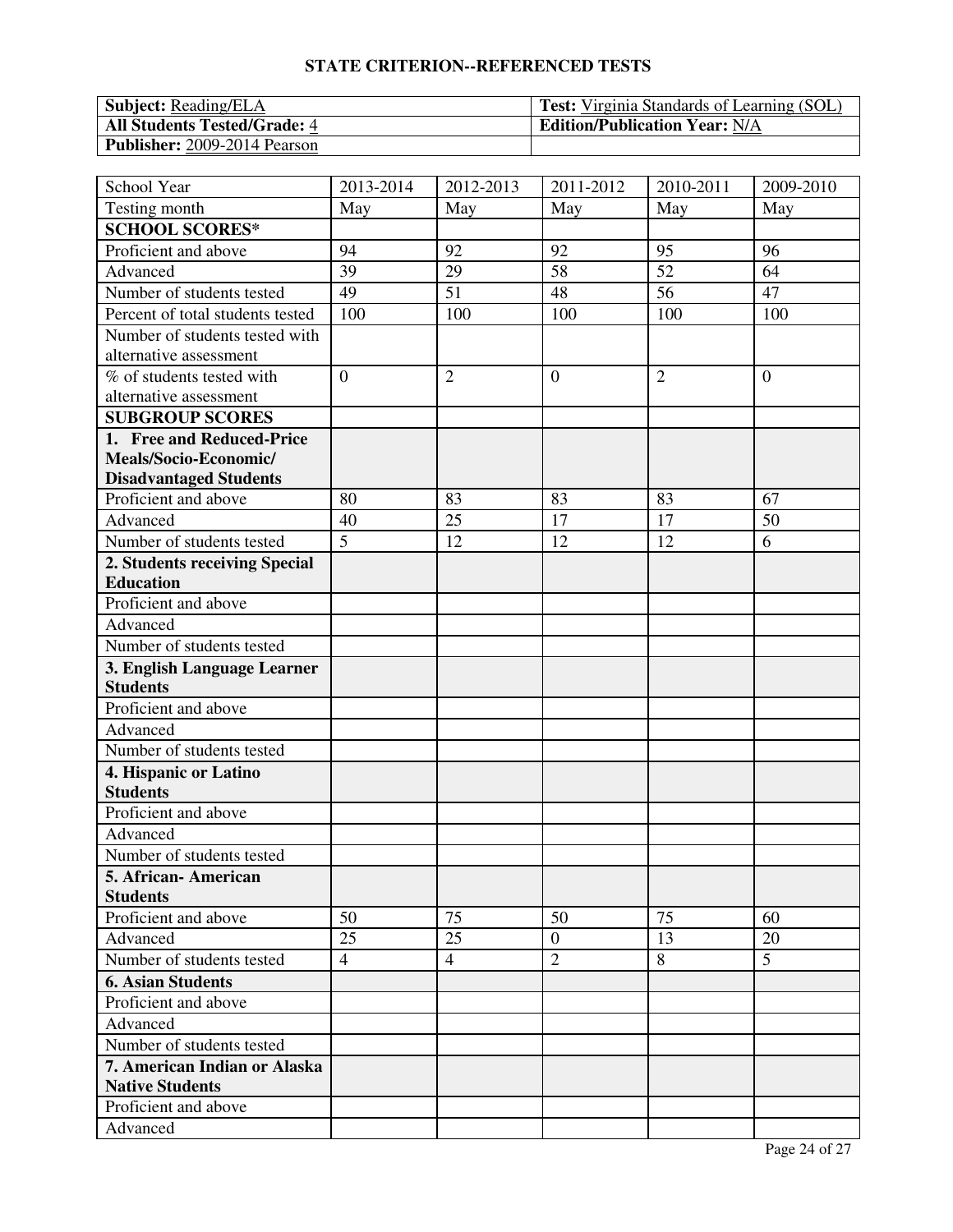**STATE CRITERION--REFERENCED TESTS**

| **Subject:** Reading/ELA | **Test:** Virginia Standards of Learning (SOL) |
|---|---|
| **All Students Tested/Grade:** 4 | **Edition/Publication Year:** N/A |
| **Publisher:** 2009-2014 Pearson | |

| School Year | 2013-2014 | 2012-2013 | 2011-2012 | 2010-2011 | 2009-2010 |
|---|---|---|---|---|---|
| Testing month | May | May | May | May | May |
| **SCHOOL SCORES*** | | | | | |
| Proficient and above | 94 | 92 | 92 | 95 | 96 |
| Advanced | 39 | 29 | 58 | 52 | 64 |
| Number of students tested | 49 | 51 | 48 | 56 | 47 |
| Percent of total students tested | 100 | 100 | 100 | 100 | 100 |
| Number of students tested with alternative assessment | | | | | |
| % of students tested with alternative assessment | 0 | 2 | 0 | 2 | 0 |
| **SUBGROUP SCORES** | | | | | |
| **1. Free and Reduced-Price Meals/Socio-Economic/ Disadvantaged Students** | | | | | |
| Proficient and above | 80 | 83 | 83 | 83 | 67 |
| Advanced | 40 | 25 | 17 | 17 | 50 |
| Number of students tested | 5 | 12 | 12 | 12 | 6 |
| **2. Students receiving Special Education** | | | | | |
| Proficient and above | | | | | |
| Advanced | | | | | |
| Number of students tested | | | | | |
| **3. English Language Learner Students** | | | | | |
| Proficient and above | | | | | |
| Advanced | | | | | |
| Number of students tested | | | | | |
| **4. Hispanic or Latino Students** | | | | | |
| Proficient and above | | | | | |
| Advanced | | | | | |
| Number of students tested | | | | | |
| **5. African- American Students** | | | | | |
| Proficient and above | 50 | 75 | 50 | 75 | 60 |
| Advanced | 25 | 25 | 0 | 13 | 20 |
| Number of students tested | 4 | 4 | 2 | 8 | 5 |
| **6. Asian Students** | | | | | |
| Proficient and above | | | | | |
| Advanced | | | | | |
| Number of students tested | | | | | |
| **7. American Indian or Alaska Native Students** | | | | | |
| Proficient and above | | | | | |
| Advanced | | | | | |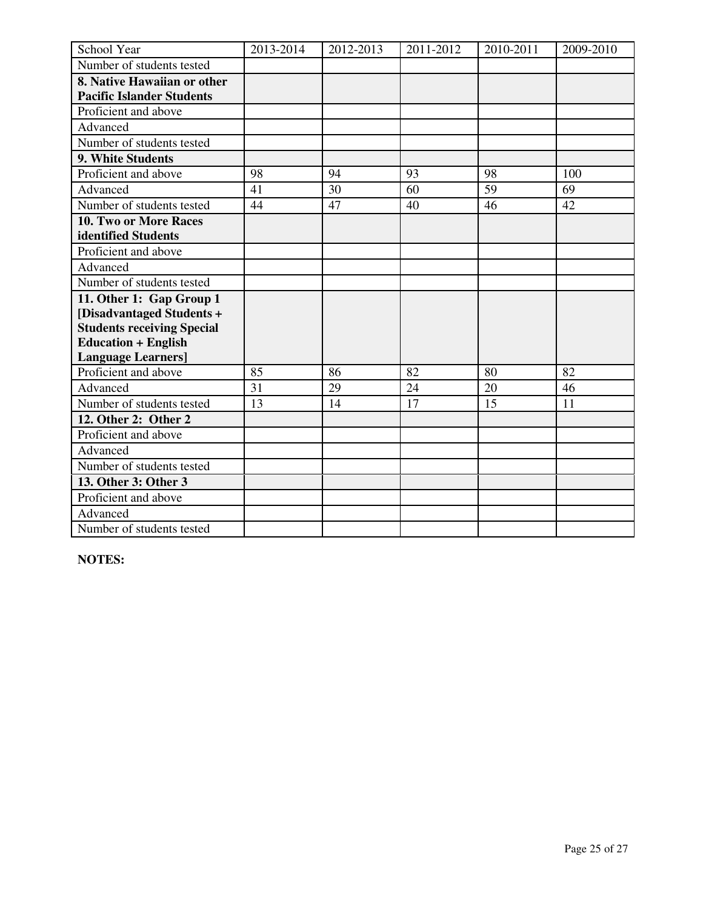| School Year | 2013-2014 | 2012-2013 | 2011-2012 | 2010-2011 | 2009-2010 |
|---|---|---|---|---|---|
| Number of students tested | | | | | |
| **8. Native Hawaiian or other Pacific Islander Students** | | | | | |
| Proficient and above | | | | | |
| Advanced | | | | | |
| Number of students tested | | | | | |
| **9. White Students** | | | | | |
| Proficient and above | 98 | 94 | 93 | 98 | 100 |
| Advanced | 41 | 30 | 60 | 59 | 69 |
| Number of students tested | 44 | 47 | 40 | 46 | 42 |
| **10. Two or More Races identified Students** | | | | | |
| Proficient and above | | | | | |
| Advanced | | | | | |
| Number of students tested | | | | | |
| **11. Other 1: Gap Group 1 [Disadvantaged Students + Students receiving Special Education + English Language Learners]** | | | | | |
| Proficient and above | 85 | 86 | 82 | 80 | 82 |
| Advanced | 31 | 29 | 24 | 20 | 46 |
| Number of students tested | 13 | 14 | 17 | 15 | 11 |
| **12. Other 2: Other 2** | | | | | |
| Proficient and above | | | | | |
| Advanced | | | | | |
| Number of students tested | | | | | |
| **13. Other 3: Other 3** | | | | | |
| Proficient and above | | | | | |
| Advanced | | | | | |
| Number of students tested | | | | | |

**NOTES:**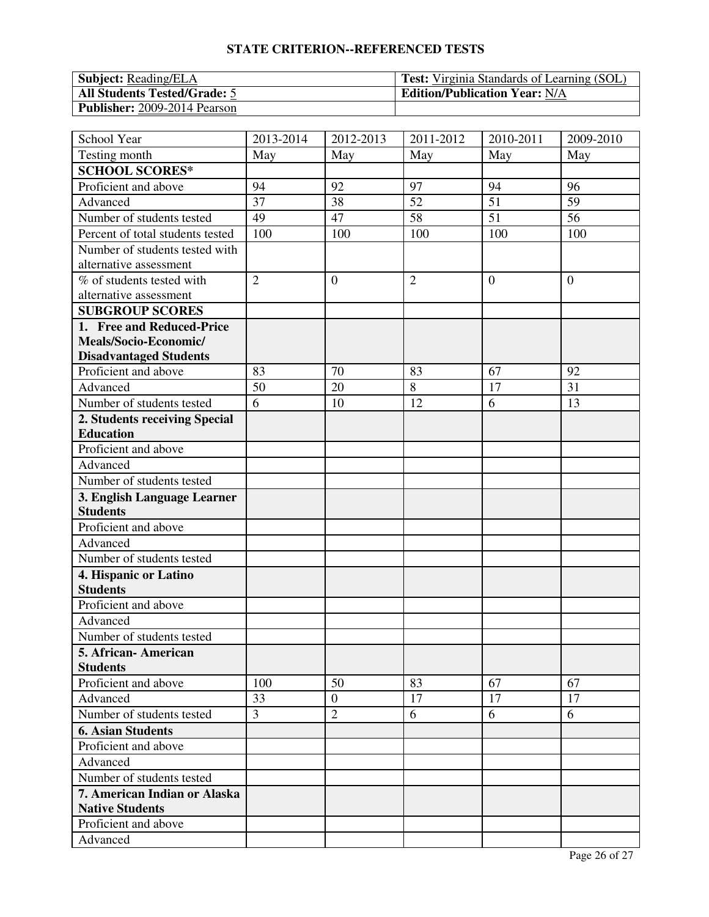# STATE CRITERION--REFERENCED TESTS

| **Subject:** Reading/ELA | **Test:** Virginia Standards of Learning (SOL) |
|---|---|
| **All Students Tested/Grade:** 5 | **Edition/Publication Year:** N/A |
| **Publisher:** 2009-2014 Pearson | |

| School Year | 2013-2014 | 2012-2013 | 2011-2012 | 2010-2011 | 2009-2010 |
|---|---|---|---|---|---|
| Testing month | May | May | May | May | May |
| **SCHOOL SCORES*** | | | | | |
| Proficient and above | 94 | 92 | 97 | 94 | 96 |
| Advanced | 37 | 38 | 52 | 51 | 59 |
| Number of students tested | 49 | 47 | 58 | 51 | 56 |
| Percent of total students tested | 100 | 100 | 100 | 100 | 100 |
| Number of students tested with alternative assessment | | | | | |
| % of students tested with alternative assessment | 2 | 0 | 2 | 0 | 0 |
| **SUBGROUP SCORES** | | | | | |
| **1. Free and Reduced-Price Meals/Socio-Economic/ Disadvantaged Students** | | | | | |
| Proficient and above | 83 | 70 | 83 | 67 | 92 |
| Advanced | 50 | 20 | 8 | 17 | 31 |
| Number of students tested | 6 | 10 | 12 | 6 | 13 |
| **2. Students receiving Special Education** | | | | | |
| Proficient and above | | | | | |
| Advanced | | | | | |
| Number of students tested | | | | | |
| **3. English Language Learner Students** | | | | | |
| Proficient and above | | | | | |
| Advanced | | | | | |
| Number of students tested | | | | | |
| **4. Hispanic or Latino Students** | | | | | |
| Proficient and above | | | | | |
| Advanced | | | | | |
| Number of students tested | | | | | |
| **5. African- American Students** | | | | | |
| Proficient and above | 100 | 50 | 83 | 67 | 67 |
| Advanced | 33 | 0 | 17 | 17 | 17 |
| Number of students tested | 3 | 2 | 6 | 6 | 6 |
| **6. Asian Students** | | | | | |
| Proficient and above | | | | | |
| Advanced | | | | | |
| Number of students tested | | | | | |
| **7. American Indian or Alaska Native Students** | | | | | |
| Proficient and above | | | | | |
| Advanced | | | | | |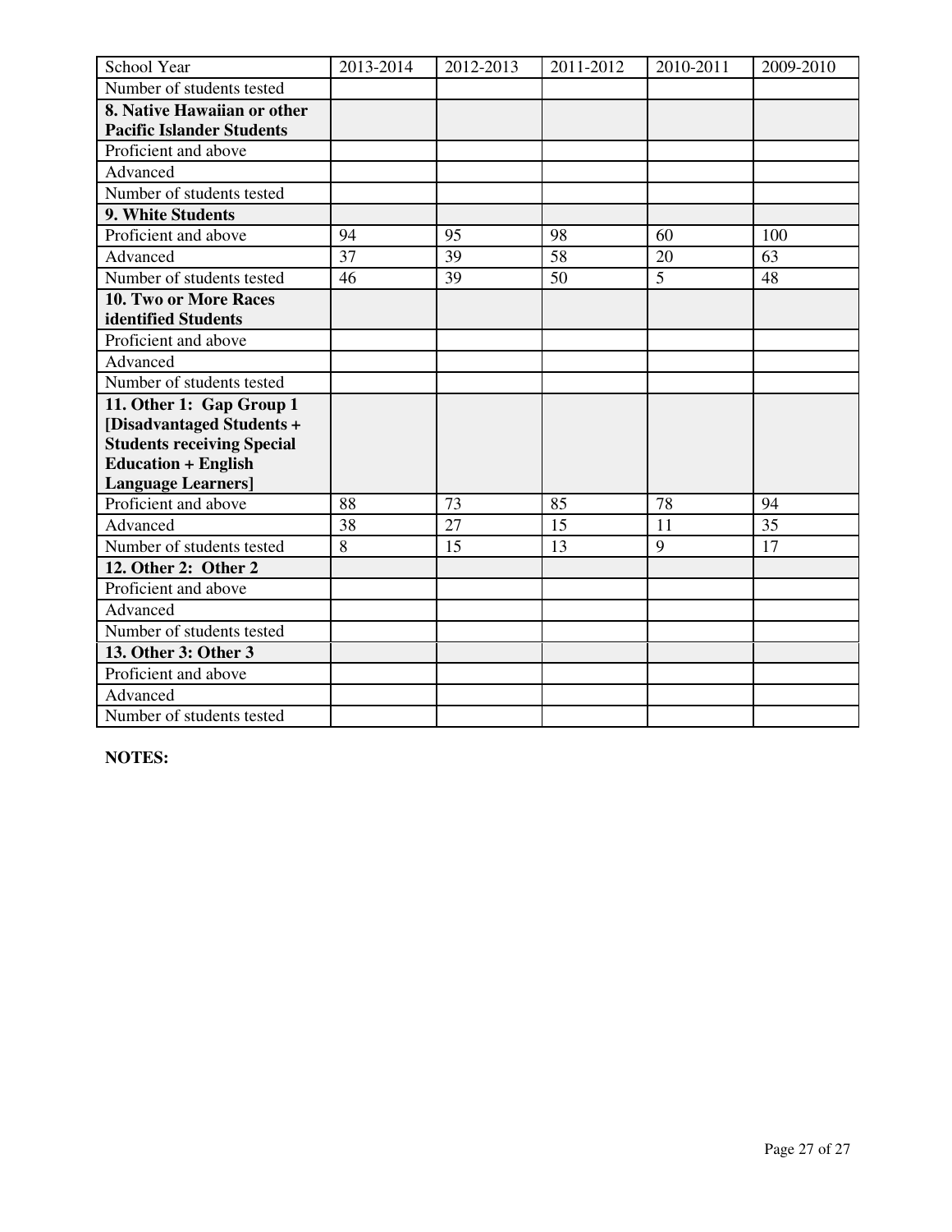| School Year | 2013-2014 | 2012-2013 | 2011-2012 | 2010-2011 | 2009-2010 |
| --- | --- | --- | --- | --- | --- |
| Number of students tested | | | | | |
| **8. Native Hawaiian or other Pacific Islander Students** | | | | | |
| Proficient and above | | | | | |
| Advanced | | | | | |
| Number of students tested | | | | | |
| **9. White Students** | | | | | |
| Proficient and above | 94 | 95 | 98 | 60 | 100 |
| Advanced | 37 | 39 | 58 | 20 | 63 |
| Number of students tested | 46 | 39 | 50 | 5 | 48 |
| **10. Two or More Races identified Students** | | | | | |
| Proficient and above | | | | | |
| Advanced | | | | | |
| Number of students tested | | | | | |
| **11. Other 1: Gap Group 1 [Disadvantaged Students + Students receiving Special Education + English Language Learners]** | | | | | |
| Proficient and above | 88 | 73 | 85 | 78 | 94 |
| Advanced | 38 | 27 | 15 | 11 | 35 |
| Number of students tested | 8 | 15 | 13 | 9 | 17 |
| **12. Other 2: Other 2** | | | | | |
| Proficient and above | | | | | |
| Advanced | | | | | |
| Number of students tested | | | | | |
| **13. Other 3: Other 3** | | | | | |
| Proficient and above | | | | | |
| Advanced | | | | | |
| Number of students tested | | | | | |

**NOTES:**